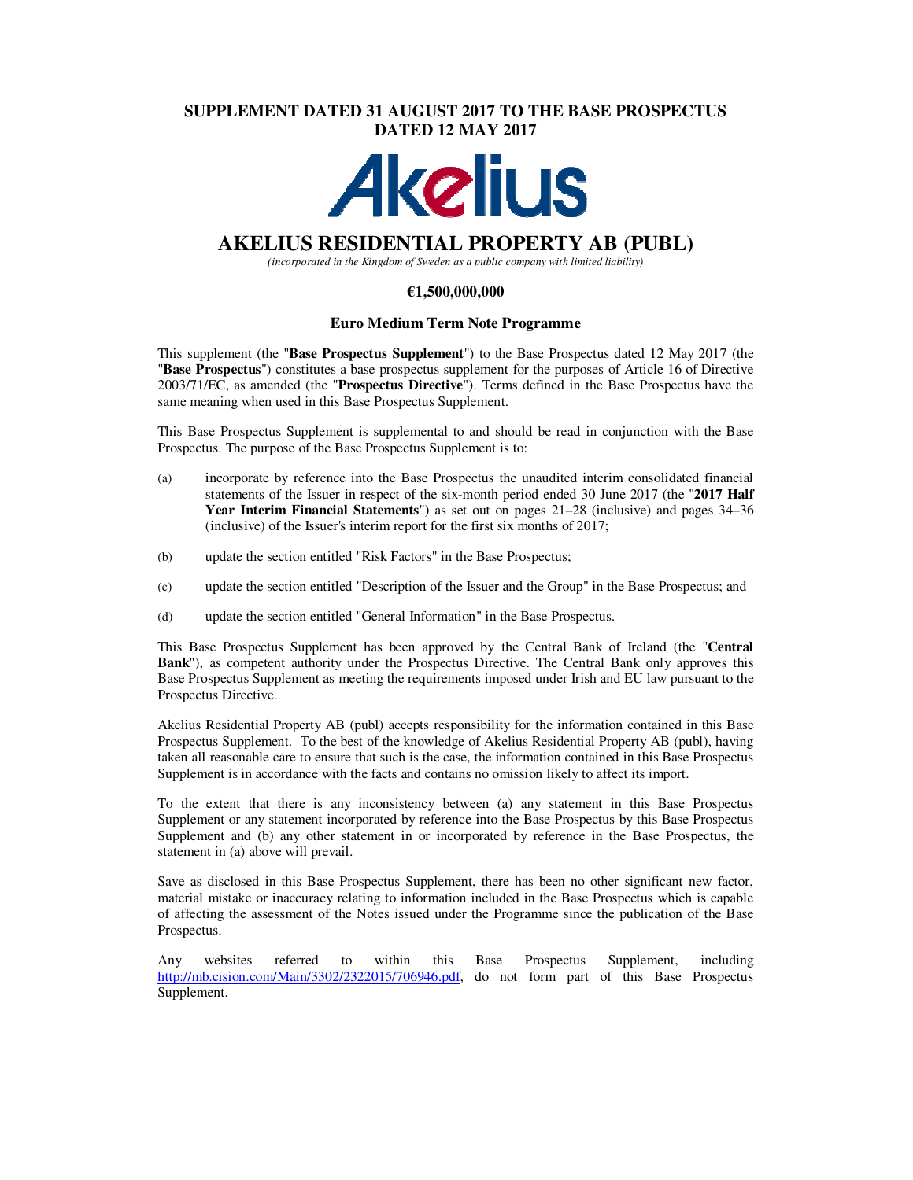**SUPPLEMENT DATED 31 AUGUST 2017 TO THE BASE PROSPECTUS DATED 12 MAY 2017**

Akelius

# AKELIUS RESIDENTIAL PROPERTY AB (PUBL)

*(incorporated in the Kingdom of Sweden as a public company with limited liability)*

**€1,500,000,000**

**Euro Medium Term Note Programme**

This supplement (the "**Base Prospectus Supplement**") to the Base Prospectus dated 12 May 2017 (the "**Base Prospectus**") constitutes a base prospectus supplement for the purposes of Article 16 of Directive 2003/71/EC, as amended (the "**Prospectus Directive**"). Terms defined in the Base Prospectus have the same meaning when used in this Base Prospectus Supplement.

This Base Prospectus Supplement is supplemental to and should be read in conjunction with the Base Prospectus. The purpose of the Base Prospectus Supplement is to:

(a) incorporate by reference into the Base Prospectus the unaudited interim consolidated financial statements of the Issuer in respect of the six-month period ended 30 June 2017 (the "**2017 Half Year Interim Financial Statements**") as set out on pages 21–28 (inclusive) and pages 34–36 (inclusive) of the Issuer's interim report for the first six months of 2017;

(b) update the section entitled "Risk Factors" in the Base Prospectus;

(c) update the section entitled "Description of the Issuer and the Group" in the Base Prospectus; and

(d) update the section entitled "General Information" in the Base Prospectus.

This Base Prospectus Supplement has been approved by the Central Bank of Ireland (the "**Central Bank**"), as competent authority under the Prospectus Directive. The Central Bank only approves this Base Prospectus Supplement as meeting the requirements imposed under Irish and EU law pursuant to the Prospectus Directive.

Akelius Residential Property AB (publ) accepts responsibility for the information contained in this Base Prospectus Supplement. To the best of the knowledge of Akelius Residential Property AB (publ), having taken all reasonable care to ensure that such is the case, the information contained in this Base Prospectus Supplement is in accordance with the facts and contains no omission likely to affect its import.

To the extent that there is any inconsistency between (a) any statement in this Base Prospectus Supplement or any statement incorporated by reference into the Base Prospectus by this Base Prospectus Supplement and (b) any other statement in or incorporated by reference in the Base Prospectus, the statement in (a) above will prevail.

Save as disclosed in this Base Prospectus Supplement, there has been no other significant new factor, material mistake or inaccuracy relating to information included in the Base Prospectus which is capable of affecting the assessment of the Notes issued under the Programme since the publication of the Base Prospectus.

Any websites referred to within this Base Prospectus Supplement, including http://mb.cision.com/Main/3302/2322015/706946.pdf, do not form part of this Base Prospectus Supplement.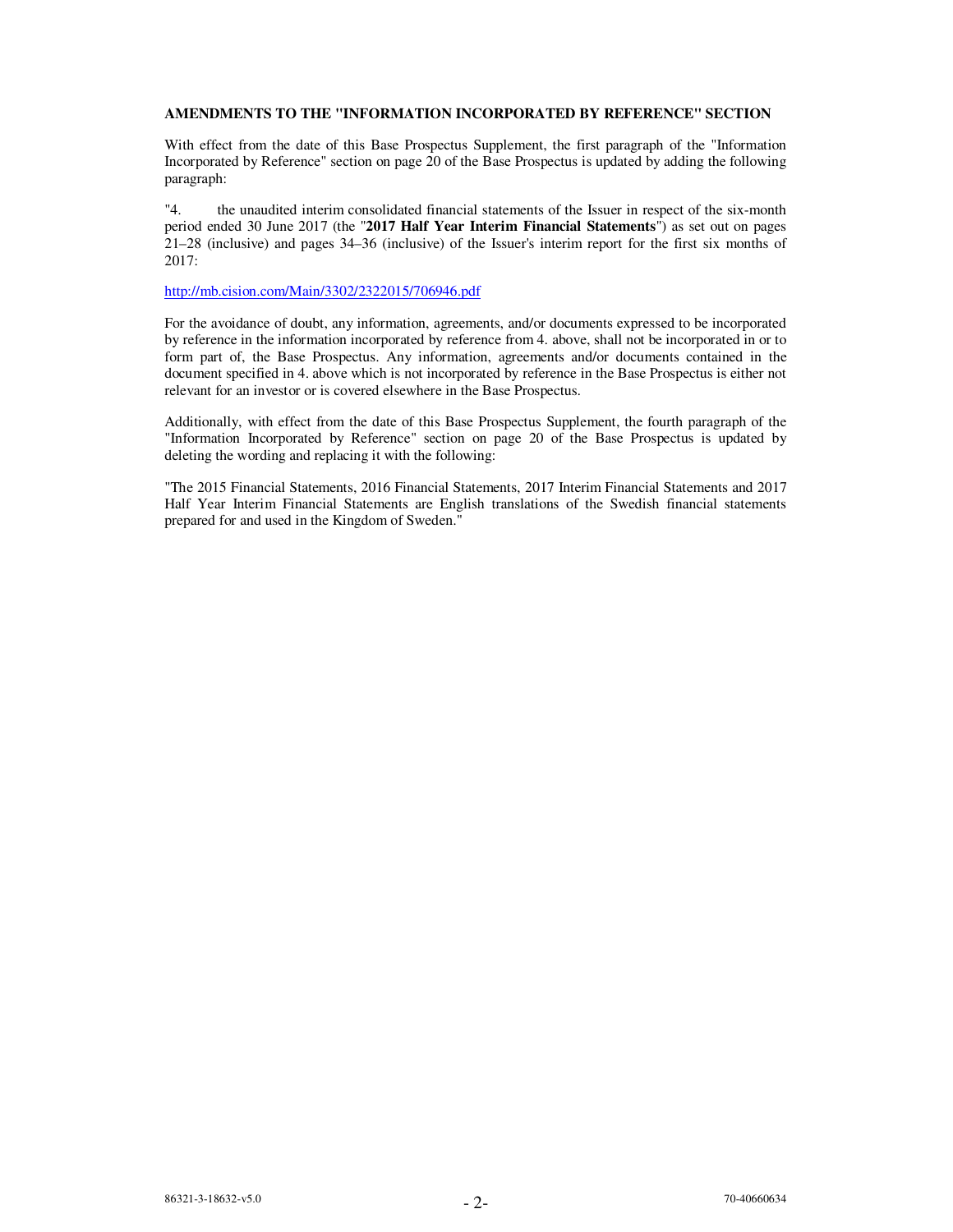**AMENDMENTS TO THE "INFORMATION INCORPORATED BY REFERENCE" SECTION**

With effect from the date of this Base Prospectus Supplement, the first paragraph of the "Information Incorporated by Reference" section on page 20 of the Base Prospectus is updated by adding the following paragraph:

"4. the unaudited interim consolidated financial statements of the Issuer in respect of the six-month period ended 30 June 2017 (the "**2017 Half Year Interim Financial Statements**") as set out on pages 21–28 (inclusive) and pages 34–36 (inclusive) of the Issuer's interim report for the first six months of 2017:

http://mb.cision.com/Main/3302/2322015/706946.pdf

For the avoidance of doubt, any information, agreements, and/or documents expressed to be incorporated by reference in the information incorporated by reference from 4. above, shall not be incorporated in or to form part of, the Base Prospectus. Any information, agreements and/or documents contained in the document specified in 4. above which is not incorporated by reference in the Base Prospectus is either not relevant for an investor or is covered elsewhere in the Base Prospectus.

Additionally, with effect from the date of this Base Prospectus Supplement, the fourth paragraph of the "Information Incorporated by Reference" section on page 20 of the Base Prospectus is updated by deleting the wording and replacing it with the following:

"The 2015 Financial Statements, 2016 Financial Statements, 2017 Interim Financial Statements and 2017 Half Year Interim Financial Statements are English translations of the Swedish financial statements prepared for and used in the Kingdom of Sweden."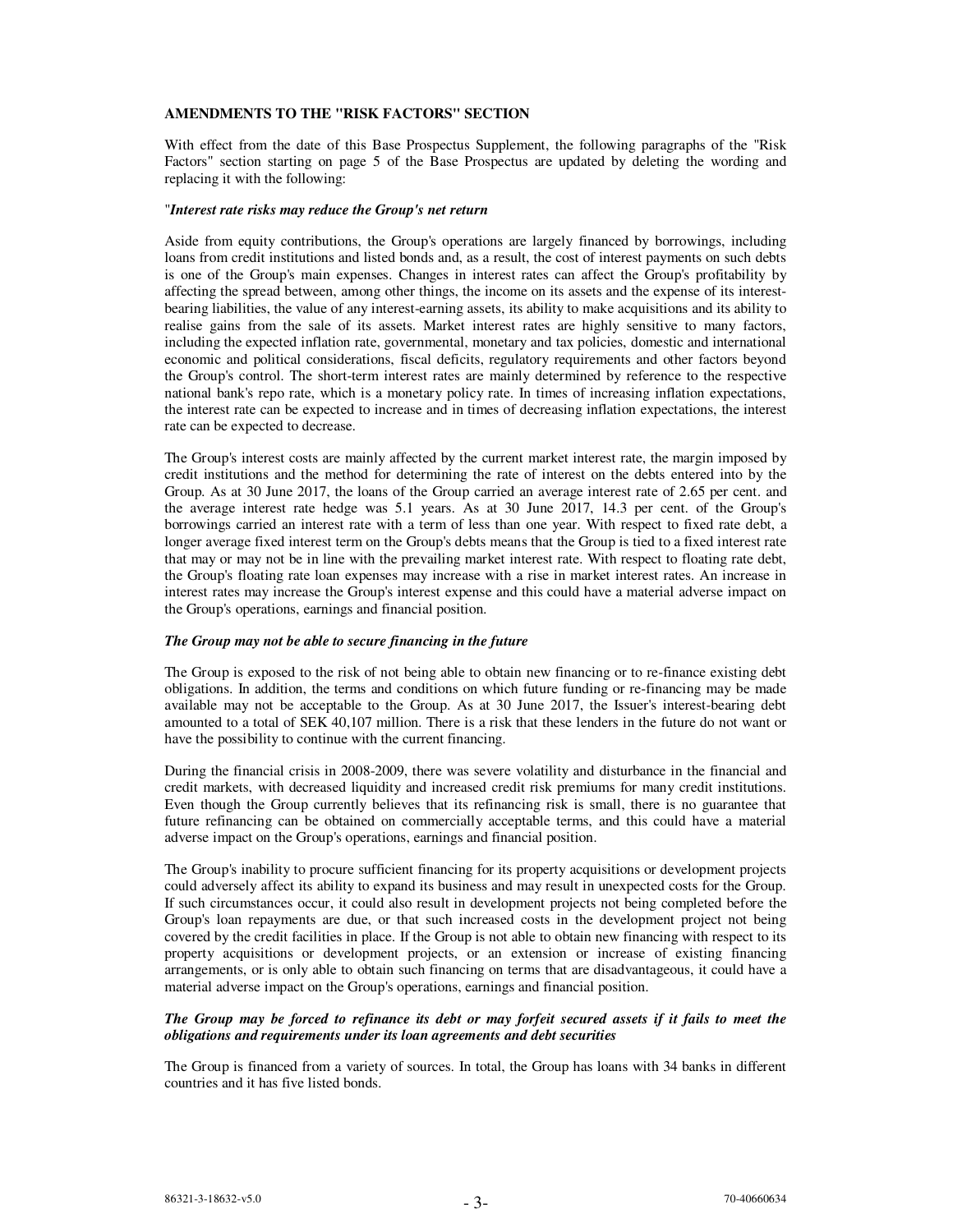## AMENDMENTS TO THE "RISK FACTORS" SECTION

With effect from the date of this Base Prospectus Supplement, the following paragraphs of the "Risk Factors" section starting on page 5 of the Base Prospectus are updated by deleting the wording and replacing it with the following:

"***Interest rate risks may reduce the Group's net return***

Aside from equity contributions, the Group's operations are largely financed by borrowings, including loans from credit institutions and listed bonds and, as a result, the cost of interest payments on such debts is one of the Group's main expenses. Changes in interest rates can affect the Group's profitability by affecting the spread between, among other things, the income on its assets and the expense of its interest-bearing liabilities, the value of any interest-earning assets, its ability to make acquisitions and its ability to realise gains from the sale of its assets. Market interest rates are highly sensitive to many factors, including the expected inflation rate, governmental, monetary and tax policies, domestic and international economic and political considerations, fiscal deficits, regulatory requirements and other factors beyond the Group's control. The short-term interest rates are mainly determined by reference to the respective national bank's repo rate, which is a monetary policy rate. In times of increasing inflation expectations, the interest rate can be expected to increase and in times of decreasing inflation expectations, the interest rate can be expected to decrease.

The Group's interest costs are mainly affected by the current market interest rate, the margin imposed by credit institutions and the method for determining the rate of interest on the debts entered into by the Group. As at 30 June 2017, the loans of the Group carried an average interest rate of 2.65 per cent. and the average interest rate hedge was 5.1 years. As at 30 June 2017, 14.3 per cent. of the Group's borrowings carried an interest rate with a term of less than one year. With respect to fixed rate debt, a longer average fixed interest term on the Group's debts means that the Group is tied to a fixed interest rate that may or may not be in line with the prevailing market interest rate. With respect to floating rate debt, the Group's floating rate loan expenses may increase with a rise in market interest rates. An increase in interest rates may increase the Group's interest expense and this could have a material adverse impact on the Group's operations, earnings and financial position.

***The Group may not be able to secure financing in the future***

The Group is exposed to the risk of not being able to obtain new financing or to re-finance existing debt obligations. In addition, the terms and conditions on which future funding or re-financing may be made available may not be acceptable to the Group. As at 30 June 2017, the Issuer's interest-bearing debt amounted to a total of SEK 40,107 million. There is a risk that these lenders in the future do not want or have the possibility to continue with the current financing.

During the financial crisis in 2008-2009, there was severe volatility and disturbance in the financial and credit markets, with decreased liquidity and increased credit risk premiums for many credit institutions. Even though the Group currently believes that its refinancing risk is small, there is no guarantee that future refinancing can be obtained on commercially acceptable terms, and this could have a material adverse impact on the Group's operations, earnings and financial position.

The Group's inability to procure sufficient financing for its property acquisitions or development projects could adversely affect its ability to expand its business and may result in unexpected costs for the Group. If such circumstances occur, it could also result in development projects not being completed before the Group's loan repayments are due, or that such increased costs in the development project not being covered by the credit facilities in place. If the Group is not able to obtain new financing with respect to its property acquisitions or development projects, or an extension or increase of existing financing arrangements, or is only able to obtain such financing on terms that are disadvantageous, it could have a material adverse impact on the Group's operations, earnings and financial position.

***The Group may be forced to refinance its debt or may forfeit secured assets if it fails to meet the obligations and requirements under its loan agreements and debt securities***

The Group is financed from a variety of sources. In total, the Group has loans with 34 banks in different countries and it has five listed bonds.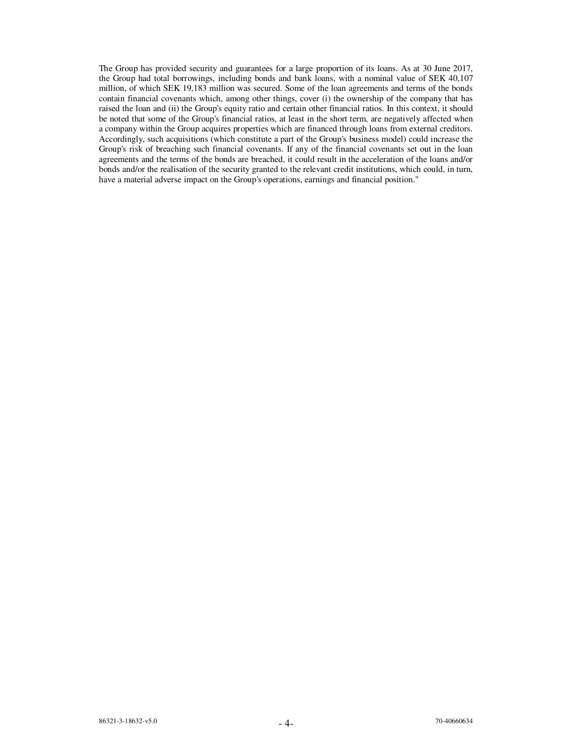The Group has provided security and guarantees for a large proportion of its loans. As at 30 June 2017, the Group had total borrowings, including bonds and bank loans, with a nominal value of SEK 40,107 million, of which SEK 19,183 million was secured. Some of the loan agreements and terms of the bonds contain financial covenants which, among other things, cover (i) the ownership of the company that has raised the loan and (ii) the Group's equity ratio and certain other financial ratios. In this context, it should be noted that some of the Group's financial ratios, at least in the short term, are negatively affected when a company within the Group acquires properties which are financed through loans from external creditors. Accordingly, such acquisitions (which constitute a part of the Group's business model) could increase the Group's risk of breaching such financial covenants. If any of the financial covenants set out in the loan agreements and the terms of the bonds are breached, it could result in the acceleration of the loans and/or bonds and/or the realisation of the security granted to the relevant credit institutions, which could, in turn, have a material adverse impact on the Group's operations, earnings and financial position."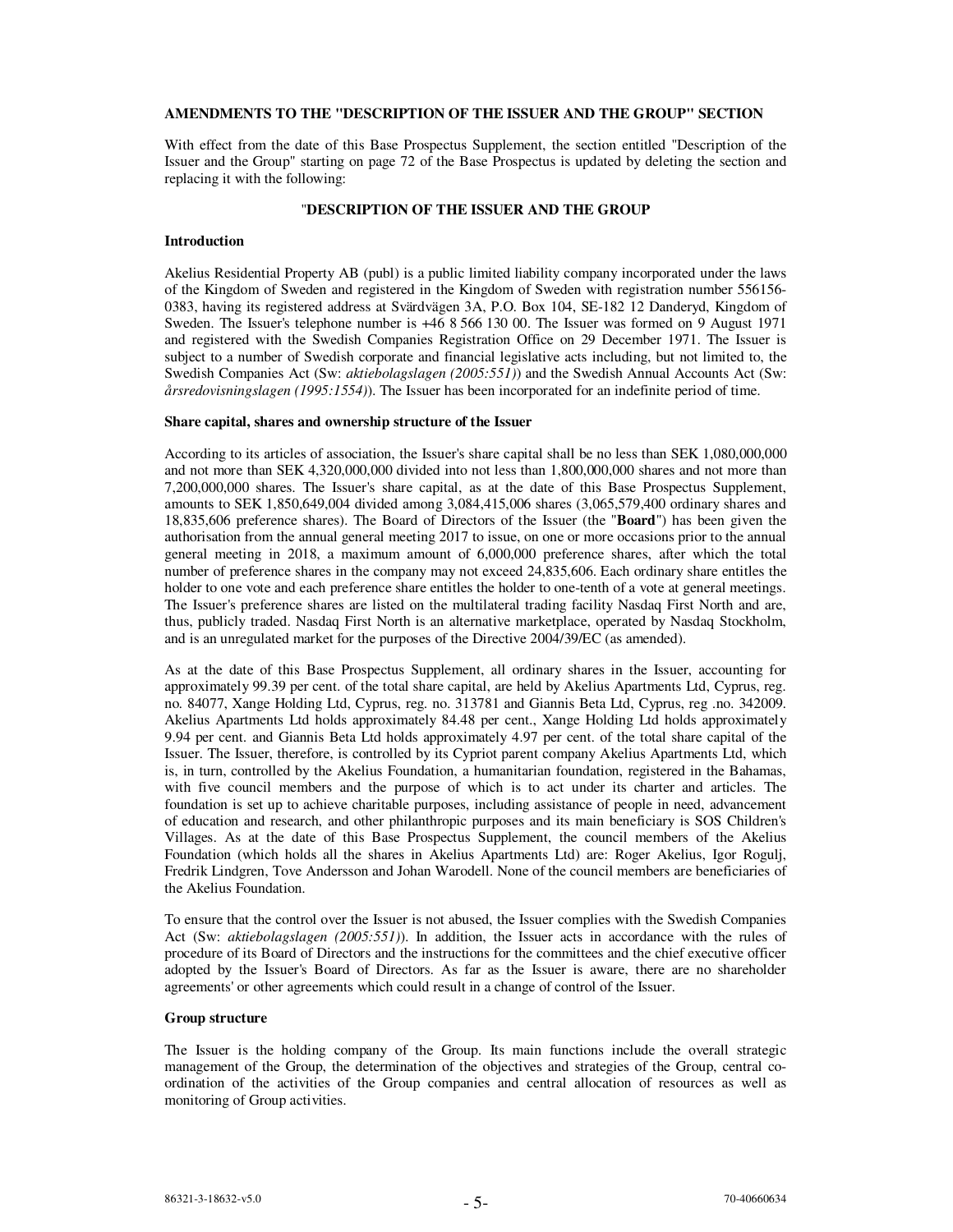## AMENDMENTS TO THE "DESCRIPTION OF THE ISSUER AND THE GROUP" SECTION

With effect from the date of this Base Prospectus Supplement, the section entitled "Description of the Issuer and the Group" starting on page 72 of the Base Prospectus is updated by deleting the section and replacing it with the following:

## "DESCRIPTION OF THE ISSUER AND THE GROUP

### Introduction

Akelius Residential Property AB (publ) is a public limited liability company incorporated under the laws of the Kingdom of Sweden and registered in the Kingdom of Sweden with registration number 556156-0383, having its registered address at Svärdvägen 3A, P.O. Box 104, SE-182 12 Danderyd, Kingdom of Sweden. The Issuer's telephone number is +46 8 566 130 00. The Issuer was formed on 9 August 1971 and registered with the Swedish Companies Registration Office on 29 December 1971. The Issuer is subject to a number of Swedish corporate and financial legislative acts including, but not limited to, the Swedish Companies Act (Sw: *aktiebolagslagen (2005:551)*) and the Swedish Annual Accounts Act (Sw: *årsredovisningslagen (1995:1554)*). The Issuer has been incorporated for an indefinite period of time.

### Share capital, shares and ownership structure of the Issuer

According to its articles of association, the Issuer's share capital shall be no less than SEK 1,080,000,000 and not more than SEK 4,320,000,000 divided into not less than 1,800,000,000 shares and not more than 7,200,000,000 shares. The Issuer's share capital, as at the date of this Base Prospectus Supplement, amounts to SEK 1,850,649,004 divided among 3,084,415,006 shares (3,065,579,400 ordinary shares and 18,835,606 preference shares). The Board of Directors of the Issuer (the "**Board**") has been given the authorisation from the annual general meeting 2017 to issue, on one or more occasions prior to the annual general meeting in 2018, a maximum amount of 6,000,000 preference shares, after which the total number of preference shares in the company may not exceed 24,835,606. Each ordinary share entitles the holder to one vote and each preference share entitles the holder to one-tenth of a vote at general meetings. The Issuer's preference shares are listed on the multilateral trading facility Nasdaq First North and are, thus, publicly traded. Nasdaq First North is an alternative marketplace, operated by Nasdaq Stockholm, and is an unregulated market for the purposes of the Directive 2004/39/EC (as amended).

As at the date of this Base Prospectus Supplement, all ordinary shares in the Issuer, accounting for approximately 99.39 per cent. of the total share capital, are held by Akelius Apartments Ltd, Cyprus, reg. no. 84077, Xange Holding Ltd, Cyprus, reg. no. 313781 and Giannis Beta Ltd, Cyprus, reg .no. 342009. Akelius Apartments Ltd holds approximately 84.48 per cent., Xange Holding Ltd holds approximately 9.94 per cent. and Giannis Beta Ltd holds approximately 4.97 per cent. of the total share capital of the Issuer. The Issuer, therefore, is controlled by its Cypriot parent company Akelius Apartments Ltd, which is, in turn, controlled by the Akelius Foundation, a humanitarian foundation, registered in the Bahamas, with five council members and the purpose of which is to act under its charter and articles. The foundation is set up to achieve charitable purposes, including assistance of people in need, advancement of education and research, and other philanthropic purposes and its main beneficiary is SOS Children's Villages. As at the date of this Base Prospectus Supplement, the council members of the Akelius Foundation (which holds all the shares in Akelius Apartments Ltd) are: Roger Akelius, Igor Rogulj, Fredrik Lindgren, Tove Andersson and Johan Warodell. None of the council members are beneficiaries of the Akelius Foundation.

To ensure that the control over the Issuer is not abused, the Issuer complies with the Swedish Companies Act (Sw: *aktiebolagslagen (2005:551)*). In addition, the Issuer acts in accordance with the rules of procedure of its Board of Directors and the instructions for the committees and the chief executive officer adopted by the Issuer's Board of Directors. As far as the Issuer is aware, there are no shareholder agreements' or other agreements which could result in a change of control of the Issuer.

### Group structure

The Issuer is the holding company of the Group. Its main functions include the overall strategic management of the Group, the determination of the objectives and strategies of the Group, central co-ordination of the activities of the Group companies and central allocation of resources as well as monitoring of Group activities.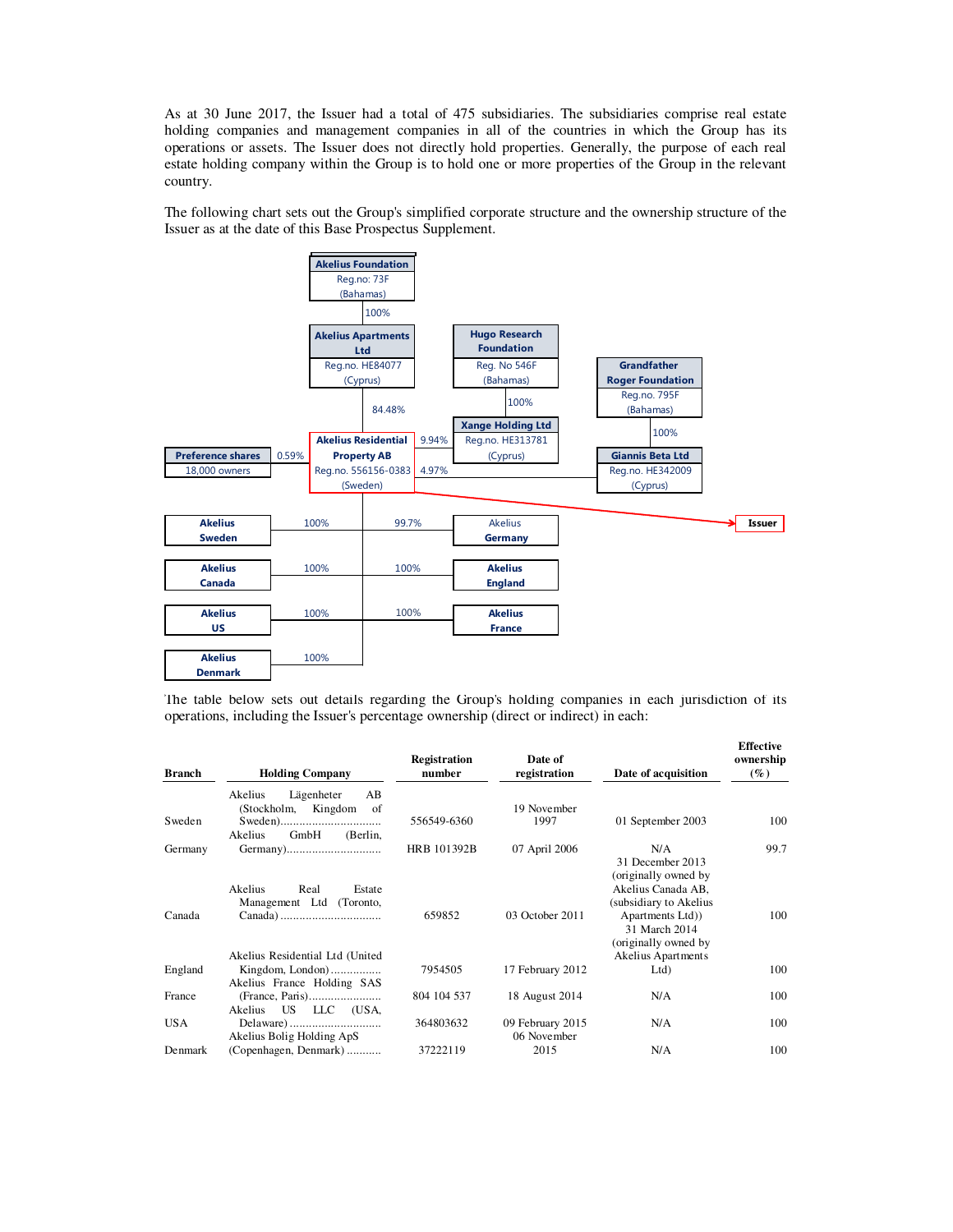As at 30 June 2017, the Issuer had a total of 475 subsidiaries. The subsidiaries comprise real estate holding companies and management companies in all of the countries in which the Group has its operations or assets. The Issuer does not directly hold properties. Generally, the purpose of each real estate holding company within the Group is to hold one or more properties of the Group in the relevant country.

The following chart sets out the Group's simplified corporate structure and the ownership structure of the Issuer as at the date of this Base Prospectus Supplement.

**Akelius Foundation**
Reg.no: 73F
(Bahamas)

100%

**Akelius Apartments Ltd**
Reg.no. HE84077
(Cyprus)

**Hugo Research Foundation**
Reg. No 546F
(Bahamas)

100%

**Xange Holding Ltd**
Reg.no. HE313781
(Cyprus)

**Grandfather Roger Foundation**
Reg.no. 795F
(Bahamas)

100%

**Giannis Beta Ltd**
Reg.no. HE342009
(Cyprus)

**Preference shares**
18,000 owners

84.48% — 0.59% — 9.94% — 4.97%

**Akelius Residential Property AB**
Reg.no. 556156-0383
(Sweden)

→ **Issuer**

| Subsidiary | Ownership |
|---|---|
| **Akelius Sweden** | 100% |
| **Akelius Canada** | 100% |
| **Akelius US** | 100% |
| **Akelius Denmark** | 100% |
| Akelius **Germany** | 99.7% |
| **Akelius England** | 100% |
| **Akelius France** | 100% |

The table below sets out details regarding the Group's holding companies in each jurisdiction of its operations, including the Issuer's percentage ownership (direct or indirect) in each:

| Branch | Holding Company | Registration number | Date of registration | Date of acquisition | Effective ownership (%) |
|---|---|---|---|---|---|
| Sweden | Akelius Lägenheter AB (Stockholm, Kingdom of Sweden)................................ | 556549-6360 | 19 November 1997 | 01 September 2003 | 100 |
| Germany | Akelius GmbH (Berlin, Germany).............................. | HRB 101392B | 07 April 2006 | N/A | 99.7 |
| Canada | Akelius Real Estate Management Ltd (Toronto, Canada) ................................ | 659852 | 03 October 2011 | 31 December 2013 (originally owned by Akelius Canada AB, (subsidiary to Akelius Apartments Ltd)) | 100 |
| England | Akelius Residential Ltd (United Kingdom, London)............... | 7954505 | 17 February 2012 | 31 March 2014 (originally owned by Akelius Apartments Ltd) | 100 |
| France | Akelius France Holding SAS (France, Paris)....................... | 804 104 537 | 18 August 2014 | N/A | 100 |
| USA | Akelius US LLC (USA, Delaware) ............................. | 364803632 | 09 February 2015 | N/A | 100 |
| Denmark | Akelius Bolig Holding ApS (Copenhagen, Denmark) ........... | 37222119 | 06 November 2015 | N/A | 100 |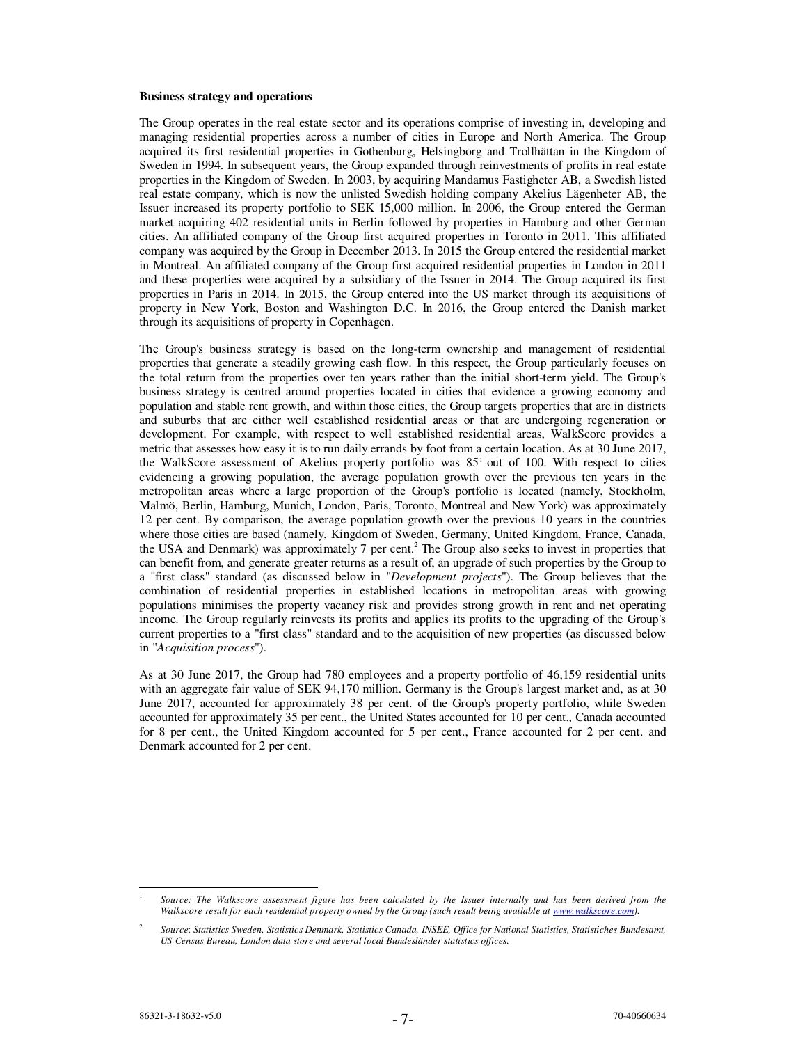**Business strategy and operations**

The Group operates in the real estate sector and its operations comprise of investing in, developing and managing residential properties across a number of cities in Europe and North America. The Group acquired its first residential properties in Gothenburg, Helsingborg and Trollhättan in the Kingdom of Sweden in 1994. In subsequent years, the Group expanded through reinvestments of profits in real estate properties in the Kingdom of Sweden. In 2003, by acquiring Mandamus Fastigheter AB, a Swedish listed real estate company, which is now the unlisted Swedish holding company Akelius Lägenheter AB, the Issuer increased its property portfolio to SEK 15,000 million. In 2006, the Group entered the German market acquiring 402 residential units in Berlin followed by properties in Hamburg and other German cities. An affiliated company of the Group first acquired properties in Toronto in 2011. This affiliated company was acquired by the Group in December 2013. In 2015 the Group entered the residential market in Montreal. An affiliated company of the Group first acquired residential properties in London in 2011 and these properties were acquired by a subsidiary of the Issuer in 2014. The Group acquired its first properties in Paris in 2014. In 2015, the Group entered into the US market through its acquisitions of property in New York, Boston and Washington D.C. In 2016, the Group entered the Danish market through its acquisitions of property in Copenhagen.

The Group's business strategy is based on the long-term ownership and management of residential properties that generate a steadily growing cash flow. In this respect, the Group particularly focuses on the total return from the properties over ten years rather than the initial short-term yield. The Group's business strategy is centred around properties located in cities that evidence a growing economy and population and stable rent growth, and within those cities, the Group targets properties that are in districts and suburbs that are either well established residential areas or that are undergoing regeneration or development. For example, with respect to well established residential areas, WalkScore provides a metric that assesses how easy it is to run daily errands by foot from a certain location. As at 30 June 2017, the WalkScore assessment of Akelius property portfolio was 85[1] out of 100. With respect to cities evidencing a growing population, the average population growth over the previous ten years in the metropolitan areas where a large proportion of the Group's portfolio is located (namely, Stockholm, Malmö, Berlin, Hamburg, Munich, London, Paris, Toronto, Montreal and New York) was approximately 12 per cent. By comparison, the average population growth over the previous 10 years in the countries where those cities are based (namely, Kingdom of Sweden, Germany, United Kingdom, France, Canada, the USA and Denmark) was approximately 7 per cent.[2] The Group also seeks to invest in properties that can benefit from, and generate greater returns as a result of, an upgrade of such properties by the Group to a "first class" standard (as discussed below in "*Development projects*"). The Group believes that the combination of residential properties in established locations in metropolitan areas with growing populations minimises the property vacancy risk and provides strong growth in rent and net operating income. The Group regularly reinvests its profits and applies its profits to the upgrading of the Group's current properties to a "first class" standard and to the acquisition of new properties (as discussed below in "*Acquisition process*").

As at 30 June 2017, the Group had 780 employees and a property portfolio of 46,159 residential units with an aggregate fair value of SEK 94,170 million. Germany is the Group's largest market and, as at 30 June 2017, accounted for approximately 38 per cent. of the Group's property portfolio, while Sweden accounted for approximately 35 per cent., the United States accounted for 10 per cent., Canada accounted for 8 per cent., the United Kingdom accounted for 5 per cent., France accounted for 2 per cent. and Denmark accounted for 2 per cent.

---

[1] *Source: The Walkscore assessment figure has been calculated by the Issuer internally and has been derived from the Walkscore result for each residential property owned by the Group (such result being available at www.walkscore.com).*

[2] *Source: Statistics Sweden, Statistics Denmark, Statistics Canada, INSEE, Office for National Statistics, Statistiches Bundesamt, US Census Bureau, London data store and several local Bundesländer statistics offices.*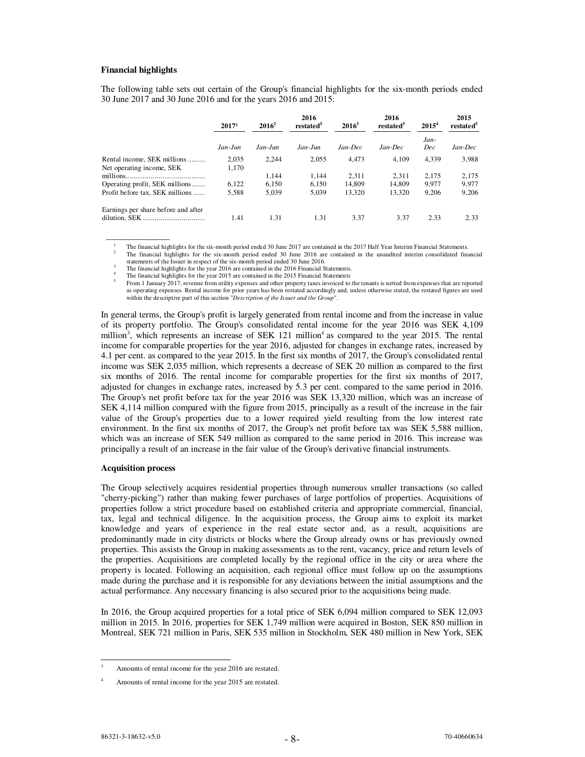**Financial highlights**

The following table sets out certain of the Group's financial highlights for the six-month periods ended 30 June 2017 and 30 June 2016 and for the years 2016 and 2015:

| | 2017[1] | 2016[2] | 2016 restated[5] | 2016[3] | 2016 restated[5] | 2015[4] | 2015 restated[5] |
|---|---|---|---|---|---|---|---|
| | *Jan-Jun* | *Jan-Jun* | *Jan-Jun* | *Jan-Dec* | *Jan-Dec* | *Jan-Dec* | *Jan-Dec* |
| Rental income, SEK millions ......... | 2,035 | 2,244 | 2,055 | 4,473 | 4,109 | 4,339 | 3,988 |
| Net operating income, SEK millions......................................... | 1,170 | 1,144 | 1,144 | 2,311 | 2,311 | 2,175 | 2,175 |
| Operating profit, SEK millions....... | 6,122 | 6,150 | 6,150 | 14,809 | 14,809 | 9,977 | 9,977 |
| Profit before tax, SEK millions ...... | 5,588 | 5,039 | 5,039 | 13,320 | 13,320 | 9,206 | 9,206 |
| Earnings per share before and after dilution, SEK ................................ | 1.41 | 1.31 | 1.31 | 3.37 | 3.37 | 2.33 | 2.33 |

[1] The financial highlights for the six-month period ended 30 June 2017 are contained in the 2017 Half Year Interim Financial Statements.

[2] The financial highlights for the six-month period ended 30 June 2016 are contained in the unaudited interim consolidated financial statements of the Issuer in respect of the six-month period ended 30 June 2016.

[3] The financial highlights for the year 2016 are contained in the 2016 Financial Statements.

[4] The financial highlights for the year 2015 are contained in the 2015 Financial Statements

[5] From 1 January 2017, revenue from utility expenses and other property taxes invoiced to the tenants is netted from expenses that are reported as operating expenses. Rental income for prior years has been restated accordingly and, unless otherwise stated, the restated figures are used within the descriptive part of this section "*Description of the Issuer and the Group*".

In general terms, the Group's profit is largely generated from rental income and from the increase in value of its property portfolio. The Group's consolidated rental income for the year 2016 was SEK 4,109 million[3], which represents an increase of SEK 121 million[4] as compared to the year 2015. The rental income for comparable properties for the year 2016, adjusted for changes in exchange rates, increased by 4.1 per cent. as compared to the year 2015. In the first six months of 2017, the Group's consolidated rental income was SEK 2,035 million, which represents a decrease of SEK 20 million as compared to the first six months of 2016. The rental income for comparable properties for the first six months of 2017, adjusted for changes in exchange rates, increased by 5.3 per cent. compared to the same period in 2016. The Group's net profit before tax for the year 2016 was SEK 13,320 million, which was an increase of SEK 4,114 million compared with the figure from 2015, principally as a result of the increase in the fair value of the Group's properties due to a lower required yield resulting from the low interest rate environment. In the first six months of 2017, the Group's net profit before tax was SEK 5,588 million, which was an increase of SEK 549 million as compared to the same period in 2016. This increase was principally a result of an increase in the fair value of the Group's derivative financial instruments.

**Acquisition process**

The Group selectively acquires residential properties through numerous smaller transactions (so called "cherry-picking") rather than making fewer purchases of large portfolios of properties. Acquisitions of properties follow a strict procedure based on established criteria and appropriate commercial, financial, tax, legal and technical diligence. In the acquisition process, the Group aims to exploit its market knowledge and years of experience in the real estate sector and, as a result, acquisitions are predominantly made in city districts or blocks where the Group already owns or has previously owned properties. This assists the Group in making assessments as to the rent, vacancy, price and return levels of the properties. Acquisitions are completed locally by the regional office in the city or area where the property is located. Following an acquisition, each regional office must follow up on the assumptions made during the purchase and it is responsible for any deviations between the initial assumptions and the actual performance. Any necessary financing is also secured prior to the acquisitions being made.

In 2016, the Group acquired properties for a total price of SEK 6,094 million compared to SEK 12,093 million in 2015. In 2016, properties for SEK 1,749 million were acquired in Boston, SEK 850 million in Montreal, SEK 721 million in Paris, SEK 535 million in Stockholm, SEK 480 million in New York, SEK

[3] Amounts of rental income for the year 2016 are restated.

[4] Amounts of rental income for the year 2015 are restated.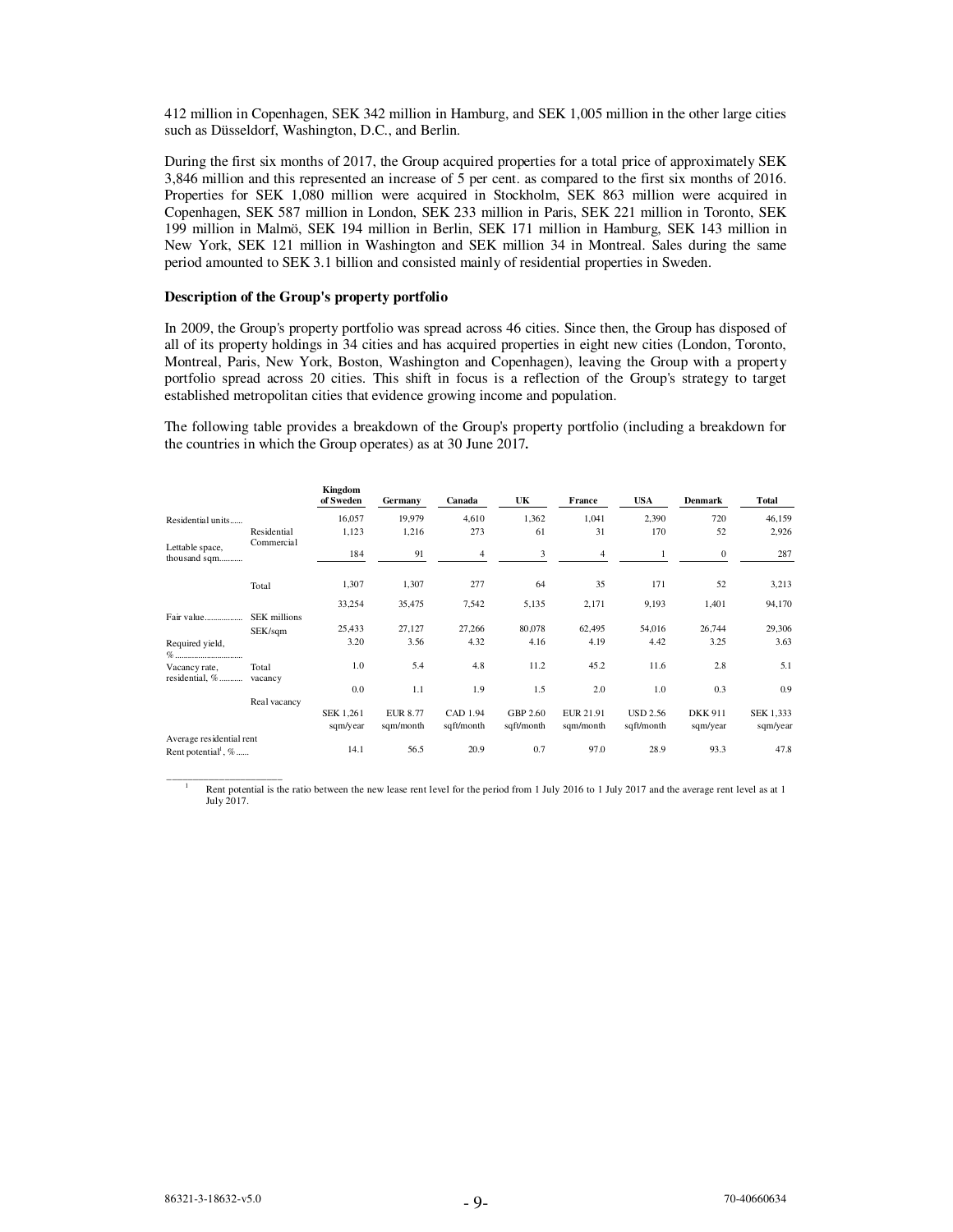412 million in Copenhagen, SEK 342 million in Hamburg, and SEK 1,005 million in the other large cities such as Düsseldorf, Washington, D.C., and Berlin.

During the first six months of 2017, the Group acquired properties for a total price of approximately SEK 3,846 million and this represented an increase of 5 per cent. as compared to the first six months of 2016. Properties for SEK 1,080 million were acquired in Stockholm, SEK 863 million were acquired in Copenhagen, SEK 587 million in London, SEK 233 million in Paris, SEK 221 million in Toronto, SEK 199 million in Malmö, SEK 194 million in Berlin, SEK 171 million in Hamburg, SEK 143 million in New York, SEK 121 million in Washington and SEK million 34 in Montreal. Sales during the same period amounted to SEK 3.1 billion and consisted mainly of residential properties in Sweden.

**Description of the Group's property portfolio**

In 2009, the Group's property portfolio was spread across 46 cities. Since then, the Group has disposed of all of its property holdings in 34 cities and has acquired properties in eight new cities (London, Toronto, Montreal, Paris, New York, Boston, Washington and Copenhagen), leaving the Group with a property portfolio spread across 20 cities. This shift in focus is a reflection of the Group's strategy to target established metropolitan cities that evidence growing income and population.

The following table provides a breakdown of the Group's property portfolio (including a breakdown for the countries in which the Group operates) as at 30 June 2017**.**

| | | Kingdom of Sweden | Germany | Canada | UK | France | USA | Denmark | Total |
|---|---|---|---|---|---|---|---|---|---|
| Residential units...... | | 16,057 | 19,979 | 4,610 | 1,362 | 1,041 | 2,390 | 720 | 46,159 |
| Lettable space, thousand sqm........... | Residential | 1,123 | 1,216 | 273 | 61 | 31 | 170 | 52 | 2,926 |
| | Commercial | 184 | 91 | 4 | 3 | 4 | 1 | 0 | 287 |
| | Total | 1,307 | 1,307 | 277 | 64 | 35 | 171 | 52 | 3,213 |
| Fair value.................. | SEK millions | 33,254 | 35,475 | 7,542 | 5,135 | 2,171 | 9,193 | 1,401 | 94,170 |
| | SEK/sqm | 25,433 | 27,127 | 27,266 | 80,078 | 62,495 | 54,016 | 26,744 | 29,306 |
| Required yield, %................................ | | 3.20 | 3.56 | 4.32 | 4.16 | 4.19 | 4.42 | 3.25 | 3.63 |
| Vacancy rate, residential, %........... | Total vacancy | 1.0 | 5.4 | 4.8 | 11.2 | 45.2 | 11.6 | 2.8 | 5.1 |
| | Real vacancy | 0.0 | 1.1 | 1.9 | 1.5 | 2.0 | 1.0 | 0.3 | 0.9 |
| Average residential rent | | SEK 1,261 sqm/year | EUR 8.77 sqm/month | CAD 1.94 sqft/month | GBP 2.60 sqft/month | EUR 21.91 sqm/month | USD 2.56 sqft/month | DKK 911 sqm/year | SEK 1,333 sqm/year |
| Rent potential[1], %...... | | 14.1 | 56.5 | 20.9 | 0.7 | 97.0 | 28.9 | 93.3 | 47.8 |

[1] Rent potential is the ratio between the new lease rent level for the period from 1 July 2016 to 1 July 2017 and the average rent level as at 1 July 2017.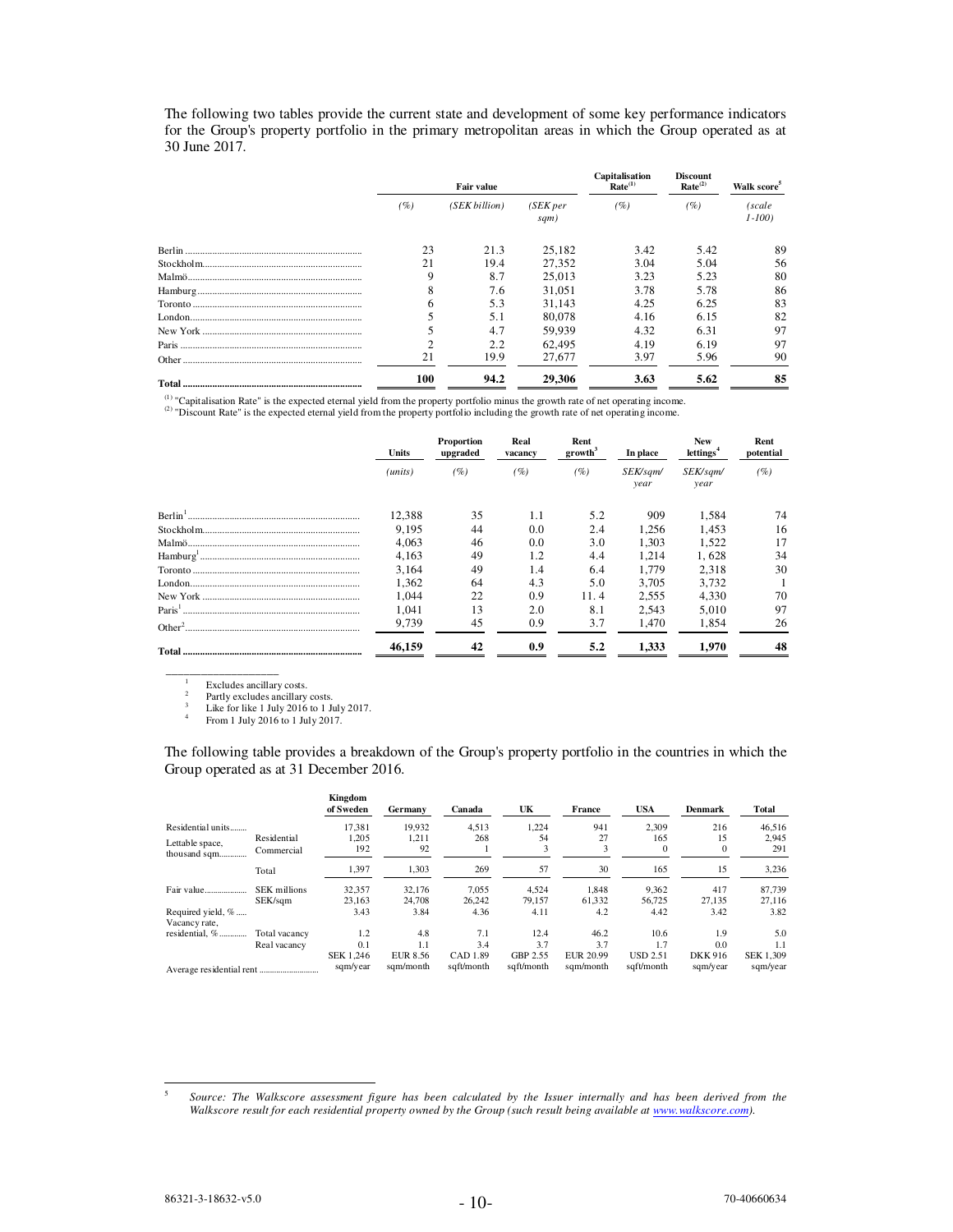The following two tables provide the current state and development of some key performance indicators for the Group's property portfolio in the primary metropolitan areas in which the Group operated as at 30 June 2017.

| | Fair value | | | Capitalisation Rate[(1)] | Discount Rate[(2)] | Walk score[5] |
|---|---|---|---|---|---|---|
| | *(%)* | *(SEK billion)* | *(SEK per sqm)* | *(%)* | *(%)* | *(scale 1-100)* |
| Berlin | 23 | 21.3 | 25,182 | 3.42 | 5.42 | 89 |
| Stockholm | 21 | 19.4 | 27,352 | 3.04 | 5.04 | 56 |
| Malmö | 9 | 8.7 | 25,013 | 3.23 | 5.23 | 80 |
| Hamburg | 8 | 7.6 | 31,051 | 3.78 | 5.78 | 86 |
| Toronto | 6 | 5.3 | 31,143 | 4.25 | 6.25 | 83 |
| London | 5 | 5.1 | 80,078 | 4.16 | 6.15 | 82 |
| New York | 5 | 4.7 | 59,939 | 4.32 | 6.31 | 97 |
| Paris | 2 | 2.2 | 62,495 | 4.19 | 6.19 | 97 |
| Other | 21 | 19.9 | 27,677 | 3.97 | 5.96 | 90 |
| **Total** | **100** | **94.2** | **29,306** | **3.63** | **5.62** | **85** |

[(1)] "Capitalisation Rate" is the expected eternal yield from the property portfolio minus the growth rate of net operating income.
[(2)] "Discount Rate" is the expected eternal yield from the property portfolio including the growth rate of net operating income.

| | Units | Proportion upgraded | Real vacancy | Rent growth[3] | In place | New lettings[4] | Rent potential |
|---|---|---|---|---|---|---|---|
| | *(units)* | *(%)* | *(%)* | *(%)* | *SEK/sqm/ year* | *SEK/sqm/ year* | *(%)* |
| Berlin[1] | 12,388 | 35 | 1.1 | 5.2 | 909 | 1,584 | 74 |
| Stockholm | 9,195 | 44 | 0.0 | 2.4 | 1,256 | 1,453 | 16 |
| Malmö | 4,063 | 46 | 0.0 | 3.0 | 1,303 | 1,522 | 17 |
| Hamburg[1] | 4,163 | 49 | 1.2 | 4.4 | 1,214 | 1, 628 | 34 |
| Toronto | 3,164 | 49 | 1.4 | 6.4 | 1,779 | 2,318 | 30 |
| London | 1,362 | 64 | 4.3 | 5.0 | 3,705 | 3,732 | 1 |
| New York | 1,044 | 22 | 0.9 | 11. 4 | 2,555 | 4,330 | 70 |
| Paris[1] | 1,041 | 13 | 2.0 | 8.1 | 2,543 | 5,010 | 97 |
| Other[2] | 9,739 | 45 | 0.9 | 3.7 | 1,470 | 1,854 | 26 |
| **Total** | **46,159** | **42** | **0.9** | **5.2** | **1,333** | **1,970** | **48** |

[1] Excludes ancillary costs.
[2] Partly excludes ancillary costs.
[3] Like for like 1 July 2016 to 1 July 2017.
[4] From 1 July 2016 to 1 July 2017.

The following table provides a breakdown of the Group's property portfolio in the countries in which the Group operated as at 31 December 2016.

| | | Kingdom of Sweden | Germany | Canada | UK | France | USA | Denmark | Total |
|---|---|---|---|---|---|---|---|---|---|
| Residential units | | 17,381 | 19,932 | 4,513 | 1,224 | 941 | 2,309 | 216 | 46,516 |
| Lettable space, thousand sqm | Residential | 1,205 | 1,211 | 268 | 54 | 27 | 165 | 15 | 2,945 |
| | Commercial | 192 | 92 | 1 | 3 | 3 | 0 | 0 | 291 |
| | Total | 1,397 | 1,303 | 269 | 57 | 30 | 165 | 15 | 3,236 |
| Fair value | SEK millions | 32,357 | 32,176 | 7,055 | 4,524 | 1,848 | 9,362 | 417 | 87,739 |
| | SEK/sqm | 23,163 | 24,708 | 26,242 | 79,157 | 61,332 | 56,725 | 27,135 | 27,116 |
| Required yield, % | | 3.43 | 3.84 | 4.36 | 4.11 | 4.2 | 4.42 | 3.42 | 3.82 |
| Vacancy rate, residential, % | Total vacancy | 1.2 | 4.8 | 7.1 | 12.4 | 46.2 | 10.6 | 1.9 | 5.0 |
| | Real vacancy | 0.1 | 1.1 | 3.4 | 3.7 | 3.7 | 1.7 | 0.0 | 1.1 |
| Average residential rent | | SEK 1,246 sqm/year | EUR 8.56 sqm/month | CAD 1.89 sqft/month | GBP 2.55 sqft/month | EUR 20.99 sqm/month | USD 2.51 sqft/month | DKK 916 sqm/year | SEK 1,309 sqm/year |

[5] *Source: The Walkscore assessment figure has been calculated by the Issuer internally and has been derived from the Walkscore result for each residential property owned by the Group (such result being available at www.walkscore.com).*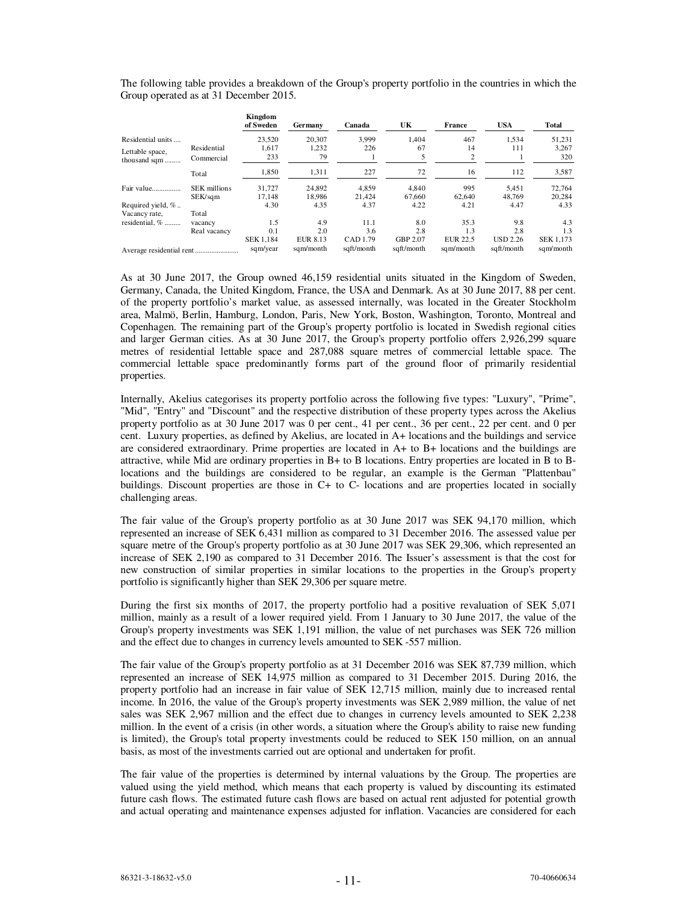The following table provides a breakdown of the Group's property portfolio in the countries in which the Group operated as at 31 December 2015.

| | | Kingdom of Sweden | Germany | Canada | UK | France | USA | Total |
|---|---|---|---|---|---|---|---|---|
| Residential units .... | | 23,520 | 20,307 | 3,999 | 1,404 | 467 | 1,534 | 51,231 |
| Lettable space, thousand sqm ......... | Residential | 1,617 | 1,232 | 226 | 67 | 14 | 111 | 3,267 |
| | Commercial | 233 | 79 | 1 | 5 | 2 | 1 | 320 |
| | Total | 1,850 | 1,311 | 227 | 72 | 16 | 112 | 3,587 |
| Fair value................ | SEK millions | 31,727 | 24,892 | 4,859 | 4,840 | 995 | 5,451 | 72,764 |
| | SEK/sqm | 17,148 | 18,986 | 21,424 | 67,660 | 62,640 | 48,769 | 20,284 |
| Required yield, % .. | | 4.30 | 4.35 | 4.37 | 4.22 | 4.21 | 4.47 | 4.33 |
| Vacancy rate, residential, % ......... | Total vacancy | 1.5 | 4.9 | 11.1 | 8.0 | 35.3 | 9.8 | 4.3 |
| | Real vacancy | 0.1 | 2.0 | 3.6 | 2.8 | 1.3 | 2.8 | 1.3 |
| Average residential rent ........................ | | SEK 1,184 sqm/year | EUR 8.13 sqm/month | CAD 1.79 sqft/month | GBP 2.07 sqft/month | EUR 22.5 sqm/month | USD 2.26 sqft/month | SEK 1,173 sqm/month |

As at 30 June 2017, the Group owned 46,159 residential units situated in the Kingdom of Sweden, Germany, Canada, the United Kingdom, France, the USA and Denmark. As at 30 June 2017, 88 per cent. of the property portfolio's market value, as assessed internally, was located in the Greater Stockholm area, Malmö, Berlin, Hamburg, London, Paris, New York, Boston, Washington, Toronto, Montreal and Copenhagen. The remaining part of the Group's property portfolio is located in Swedish regional cities and larger German cities. As at 30 June 2017, the Group's property portfolio offers 2,926,299 square metres of residential lettable space and 287,088 square metres of commercial lettable space. The commercial lettable space predominantly forms part of the ground floor of primarily residential properties.

Internally, Akelius categorises its property portfolio across the following five types: "Luxury", "Prime", "Mid", "Entry" and "Discount" and the respective distribution of these property types across the Akelius property portfolio as at 30 June 2017 was 0 per cent., 41 per cent., 36 per cent., 22 per cent. and 0 per cent. Luxury properties, as defined by Akelius, are located in A+ locations and the buildings and service are considered extraordinary. Prime properties are located in A+ to B+ locations and the buildings are attractive, while Mid are ordinary properties in B+ to B locations. Entry properties are located in B to B-locations and the buildings are considered to be regular, an example is the German "Plattenbau" buildings. Discount properties are those in C+ to C- locations and are properties located in socially challenging areas.

The fair value of the Group's property portfolio as at 30 June 2017 was SEK 94,170 million, which represented an increase of SEK 6,431 million as compared to 31 December 2016. The assessed value per square metre of the Group's property portfolio as at 30 June 2017 was SEK 29,306, which represented an increase of SEK 2,190 as compared to 31 December 2016. The Issuer's assessment is that the cost for new construction of similar properties in similar locations to the properties in the Group's property portfolio is significantly higher than SEK 29,306 per square metre.

During the first six months of 2017, the property portfolio had a positive revaluation of SEK 5,071 million, mainly as a result of a lower required yield. From 1 January to 30 June 2017, the value of the Group's property investments was SEK 1,191 million, the value of net purchases was SEK 726 million and the effect due to changes in currency levels amounted to SEK -557 million.

The fair value of the Group's property portfolio as at 31 December 2016 was SEK 87,739 million, which represented an increase of SEK 14,975 million as compared to 31 December 2015. During 2016, the property portfolio had an increase in fair value of SEK 12,715 million, mainly due to increased rental income. In 2016, the value of the Group's property investments was SEK 2,989 million, the value of net sales was SEK 2,967 million and the effect due to changes in currency levels amounted to SEK 2,238 million. In the event of a crisis (in other words, a situation where the Group's ability to raise new funding is limited), the Group's total property investments could be reduced to SEK 150 million, on an annual basis, as most of the investments carried out are optional and undertaken for profit.

The fair value of the properties is determined by internal valuations by the Group. The properties are valued using the yield method, which means that each property is valued by discounting its estimated future cash flows. The estimated future cash flows are based on actual rent adjusted for potential growth and actual operating and maintenance expenses adjusted for inflation. Vacancies are considered for each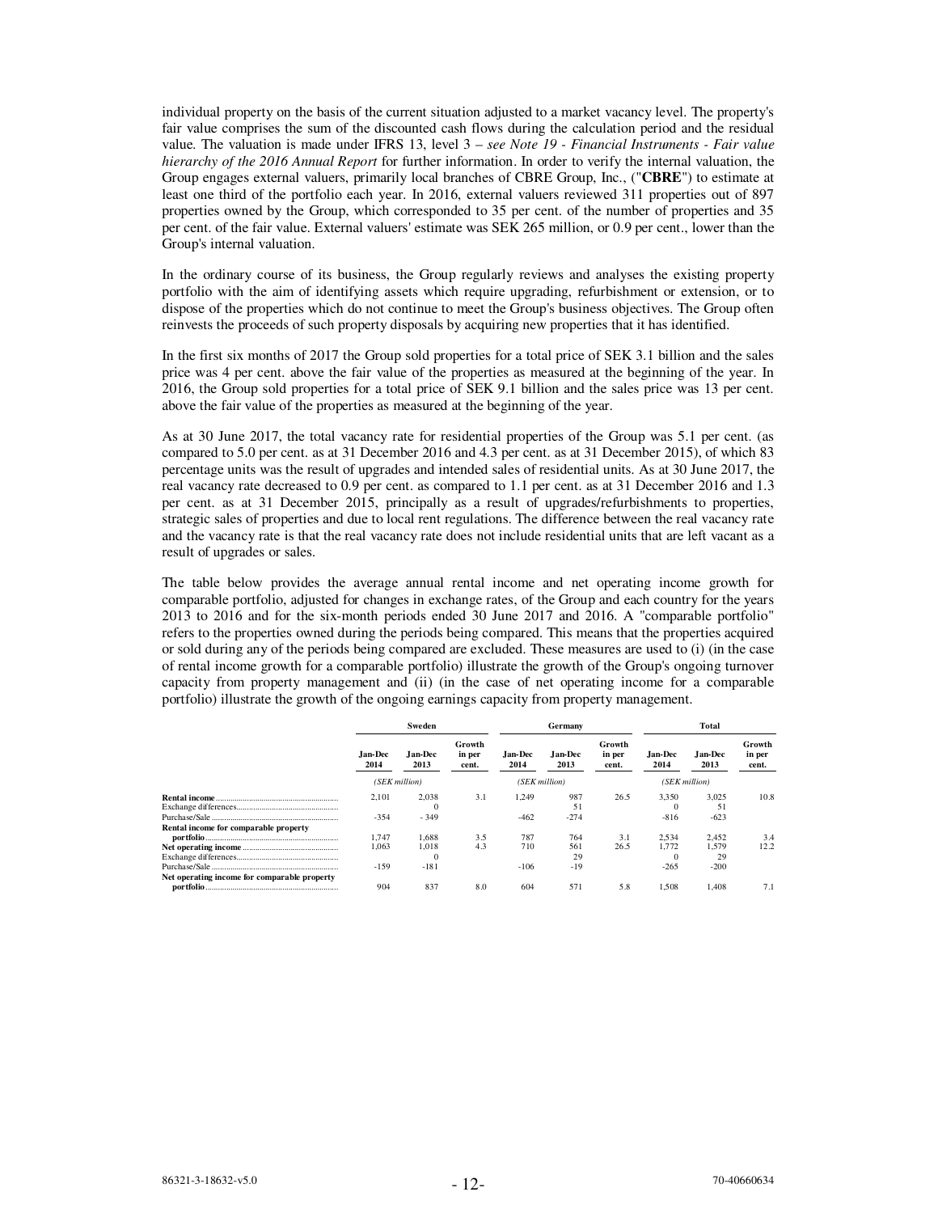individual property on the basis of the current situation adjusted to a market vacancy level. The property's fair value comprises the sum of the discounted cash flows during the calculation period and the residual value. The valuation is made under IFRS 13, level 3 – *see Note 19 - Financial Instruments - Fair value hierarchy of the 2016 Annual Report* for further information. In order to verify the internal valuation, the Group engages external valuers, primarily local branches of CBRE Group, Inc., ("**CBRE**") to estimate at least one third of the portfolio each year. In 2016, external valuers reviewed 311 properties out of 897 properties owned by the Group, which corresponded to 35 per cent. of the number of properties and 35 per cent. of the fair value. External valuers' estimate was SEK 265 million, or 0.9 per cent., lower than the Group's internal valuation.

In the ordinary course of its business, the Group regularly reviews and analyses the existing property portfolio with the aim of identifying assets which require upgrading, refurbishment or extension, or to dispose of the properties which do not continue to meet the Group's business objectives. The Group often reinvests the proceeds of such property disposals by acquiring new properties that it has identified.

In the first six months of 2017 the Group sold properties for a total price of SEK 3.1 billion and the sales price was 4 per cent. above the fair value of the properties as measured at the beginning of the year. In 2016, the Group sold properties for a total price of SEK 9.1 billion and the sales price was 13 per cent. above the fair value of the properties as measured at the beginning of the year.

As at 30 June 2017, the total vacancy rate for residential properties of the Group was 5.1 per cent. (as compared to 5.0 per cent. as at 31 December 2016 and 4.3 per cent. as at 31 December 2015), of which 83 percentage units was the result of upgrades and intended sales of residential units. As at 30 June 2017, the real vacancy rate decreased to 0.9 per cent. as compared to 1.1 per cent. as at 31 December 2016 and 1.3 per cent. as at 31 December 2015, principally as a result of upgrades/refurbishments to properties, strategic sales of properties and due to local rent regulations. The difference between the real vacancy rate and the vacancy rate is that the real vacancy rate does not include residential units that are left vacant as a result of upgrades or sales.

The table below provides the average annual rental income and net operating income growth for comparable portfolio, adjusted for changes in exchange rates, of the Group and each country for the years 2013 to 2016 and for the six-month periods ended 30 June 2017 and 2016. A "comparable portfolio" refers to the properties owned during the periods being compared. This means that the properties acquired or sold during any of the periods being compared are excluded. These measures are used to (i) (in the case of rental income growth for a comparable portfolio) illustrate the growth of the Group's ongoing turnover capacity from property management and (ii) (in the case of net operating income for a comparable portfolio) illustrate the growth of the ongoing earnings capacity from property management.

| | Sweden | | | Germany | | | Total | | |
|---|---|---|---|---|---|---|---|---|---|
| | Jan-Dec 2014 | Jan-Dec 2013 | Growth in per cent. | Jan-Dec 2014 | Jan-Dec 2013 | Growth in per cent. | Jan-Dec 2014 | Jan-Dec 2013 | Growth in per cent. |
| | (SEK million) | | | (SEK million) | | | (SEK million) | | |
| **Rental income** | 2,101 | 2,038 | 3.1 | 1,249 | 987 | 26.5 | 3,350 | 3,025 | 10.8 |
| Exchange differences | | 0 | | | 51 | | 0 | 51 | |
| Purchase/Sale | -354 | - 349 | | -462 | -274 | | -816 | -623 | |
| **Rental income for comparable property portfolio** | 1,747 | 1,688 | 3.5 | 787 | 764 | 3.1 | 2,534 | 2,452 | 3.4 |
| **Net operating income** | 1,063 | 1,018 | 4.3 | 710 | 561 | 26.5 | 1,772 | 1,579 | 12.2 |
| Exchange differences | | 0 | | | 29 | | 0 | 29 | |
| Purchase/Sale | -159 | -181 | | -106 | -19 | | -265 | -200 | |
| **Net operating income for comparable property portfolio** | 904 | 837 | 8.0 | 604 | 571 | 5.8 | 1,508 | 1,408 | 7.1 |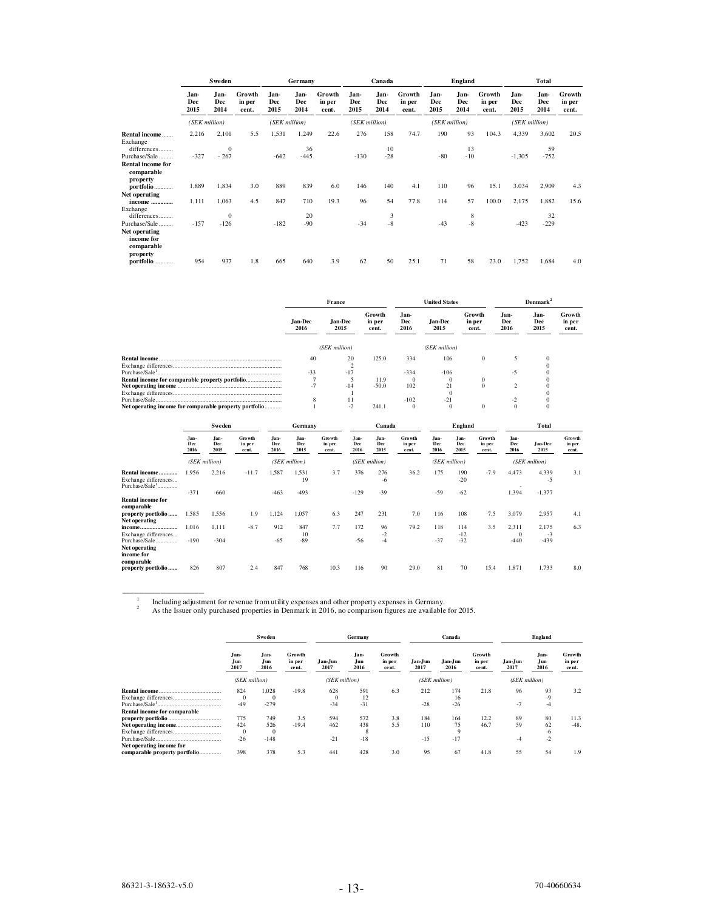| | Sweden | | | Germany | | | Canada | | | England | | | Total | | |
|---|---|---|---|---|---|---|---|---|---|---|---|---|---|---|---|
| | Jan-Dec 2015 | Jan-Dec 2014 | Growth in per cent. | Jan-Dec 2015 | Jan-Dec 2014 | Growth in per cent. | Jan-Dec 2015 | Jan-Dec 2014 | Growth in per cent. | Jan-Dec 2015 | Jan-Dec 2014 | Growth in per cent. | Jan-Dec 2015 | Jan-Dec 2014 | Growth in per cent. |
| | *(SEK million)* | | | *(SEK million)* | | | *(SEK million)* | | | *(SEK million)* | | | *(SEK million)* | | |
| **Rental income** | 2,216 | 2,101 | 5.5 | 1,531 | 1,249 | 22.6 | 276 | 158 | 74.7 | 190 | 93 | 104.3 | 4,339 | 3,602 | 20.5 |
| Exchange differences | | 0 | | | 36 | | | 10 | | | 13 | | | 59 | |
| Purchase/Sale | -327 | - 267 | | -642 | -445 | | -130 | -28 | | -80 | -10 | | -1,305 | -752 | |
| **Rental income for comparable property portfolio** | 1,889 | 1,834 | 3.0 | 889 | 839 | 6.0 | 146 | 140 | 4.1 | 110 | 96 | 15.1 | 3,034 | 2,909 | 4.3 |
| **Net operating income** | 1,111 | 1,063 | 4.5 | 847 | 710 | 19.3 | 96 | 54 | 77.8 | 114 | 57 | 100.0 | 2,175 | 1,882 | 15.6 |
| Exchange differences | | 0 | | | 20 | | | 3 | | | 8 | | | 32 | |
| Purchase/Sale | -157 | -126 | | -182 | -90 | | -34 | -8 | | -43 | -8 | | -423 | -229 | |
| **Net operating income for comparable property portfolio** | 954 | 937 | 1.8 | 665 | 640 | 3.9 | 62 | 50 | 25.1 | 71 | 58 | 23.0 | 1,752 | 1,684 | 4.0 |

| | France | | | United States | | | Denmark[2] | | |
|---|---|---|---|---|---|---|---|---|---|
| | Jan-Dec 2016 | Jan-Dec 2015 | Growth in per cent. | Jan-Dec 2016 | Jan-Dec 2015 | Growth in per cent. | Jan-Dec 2016 | Jan-Dec 2015 | Growth in per cent. |
| | *(SEK million)* | | | *(SEK million)* | | | | | |
| **Rental income** | 40 | 20 | 125.0 | 334 | 106 | 0 | 5 | 0 | |
| Exchange differences | | 2 | | | | | | 0 | |
| Purchase/Sale[1] | -33 | -17 | | -334 | -106 | | -5 | 0 | |
| **Rental income for comparable property portfolio** | 7 | 5 | 11.9 | 0 | 0 | 0 | | 0 | |
| **Net operating income** | -7 | -14 | -50.0 | 102 | 21 | 0 | 2 | 0 | |
| Exchange differences | | 1 | | | 0 | | | 0 | |
| Purchase/Sale | 8 | 11 | | -102 | -21 | | -2 | 0 | |
| **Net operating income for comparable property portfolio** | 1 | -2 | 241.1 | 0 | 0 | 0 | 0 | 0 | |

| | Sweden | | | Germany | | | Canada | | | England | | | Total | | |
|---|---|---|---|---|---|---|---|---|---|---|---|---|---|---|---|
| | Jan-Dec 2016 | Jan-Dec 2015 | Growth in per cent. | Jan-Dec 2016 | Jan-Dec 2015 | Growth in per cent. | Jan-Dec 2016 | Jan-Dec 2015 | Growth in per cent. | Jan-Dec 2016 | Jan-Dec 2015 | Growth in per cent. | Jan-Dec 2016 | Jan-Dec 2015 | Growth in per cent. |
| | *(SEK million)* | | | *(SEK million)* | | | *(SEK million)* | | | *(SEK million)* | | | *(SEK million)* | | |
| **Rental income** | 1,956 | 2,216 | -11.7 | 1,587 | 1,531 | 3.7 | 376 | 276 | 36.2 | 175 | 190 | -7.9 | 4,473 | 4,339 | 3.1 |
| Exchange differences | | | | | 19 | | | -6 | | | -20 | | | -5 | |
| Purchase/Sale[1] | -371 | -660 | | -463 | -493 | | -129 | -39 | | -59 | -62 | | -1,394 | -1,377 | |
| **Rental income for comparable property portfolio** | 1,585 | 1,556 | 1.9 | 1,124 | 1,057 | 6.3 | 247 | 231 | 7.0 | 116 | 108 | 7.5 | 3,079 | 2,957 | 4.1 |
| **Net operating income** | 1,016 | 1,111 | -8.7 | 912 | 847 | 7.7 | 172 | 96 | 79.2 | 118 | 114 | 3.5 | 2,311 | 2,175 | 6.3 |
| Exchange differences | | | | | 10 | | | -2 | | | -12 | | 0 | -3 | |
| Purchase/Sale | -190 | -304 | | -65 | -89 | | -56 | -4 | | -37 | -32 | | -440 | -439 | |
| **Net operating income for comparable property portfolio** | 826 | 807 | 2.4 | 847 | 768 | 10.3 | 116 | 90 | 29.0 | 81 | 70 | 15.4 | 1,871 | 1,733 | 8.0 |

[1] Including adjustment for revenue from utility expenses and other property expenses in Germany.

[2] As the Issuer only purchased properties in Denmark in 2016, no comparison figures are available for 2015.

| | Sweden | | | Germany | | | Canada | | | England | | |
|---|---|---|---|---|---|---|---|---|---|---|---|---|
| | Jan-Jun 2017 | Jan-Jun 2016 | Growth in per cent. | Jan-Jun 2017 | Jan-Jun 2016 | Growth in per cent. | Jan-Jun 2017 | Jan-Jun 2016 | Growth in per cent. | Jan-Jun 2017 | Jan-Jun 2016 | Growth in per cent. |
| | *(SEK million)* | | | *(SEK million)* | | | *(SEK million)* | | | *(SEK million)* | | |
| **Rental income** | 824 | 1,028 | -19.8 | 628 | 591 | 6.3 | 212 | 174 | 21.8 | 96 | 93 | 3.2 |
| Exchange differences | 0 | 0 | | 0 | 12 | | | 16 | | | -9 | |
| Purchase/Sale[1] | -49 | -279 | | -34 | -31 | | -28 | -26 | | -7 | -4 | |
| **Rental income for comparable property portfolio** | 775 | 749 | 3.5 | 594 | 572 | 3.8 | 184 | 164 | 12.2 | 89 | 80 | 11.3 |
| **Net operating income** | 424 | 526 | -19.4 | 462 | 438 | 5.5 | 110 | 75 | 46.7 | 59 | 62 | -48. |
| Exchange differences | 0 | 0 | | | 8 | | | 9 | | | -6 | |
| Purchase/Sale | -26 | -148 | | -21 | -18 | | -15 | -17 | | -4 | -2 | |
| **Net operating income for comparable property portfolio** | 398 | 378 | 5.3 | 441 | 428 | 3.0 | 95 | 67 | 41.8 | 55 | 54 | 1.9 |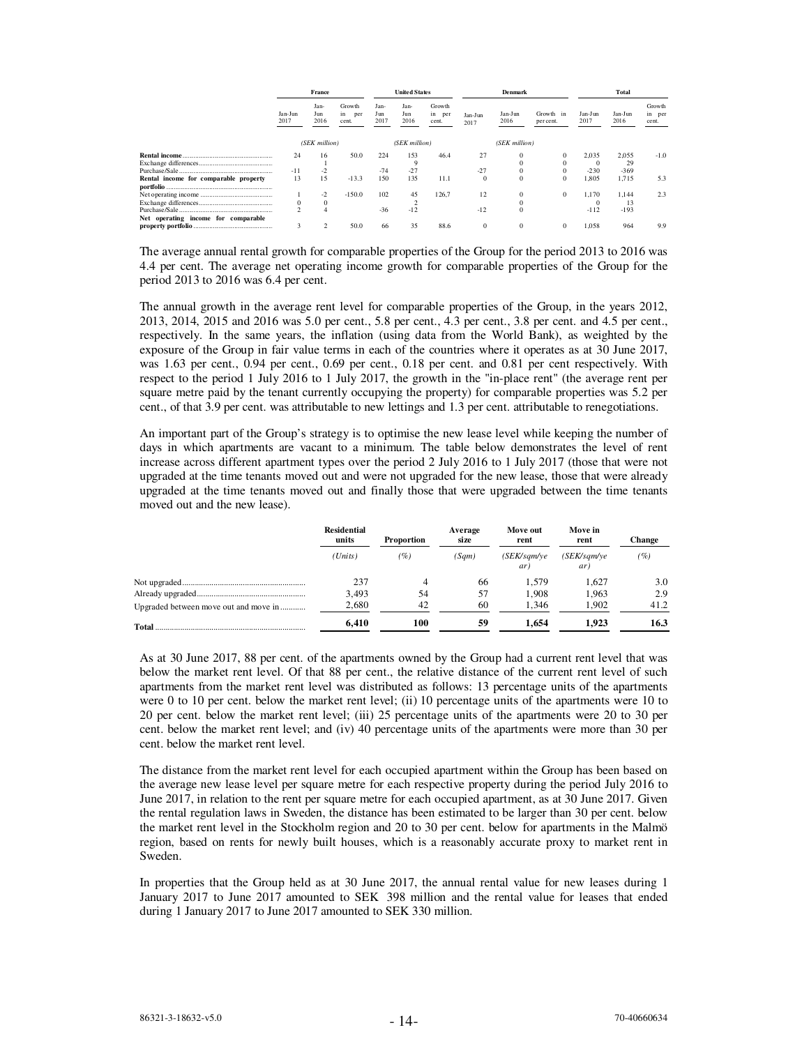| | France | | | United States | | | Denmark | | | Total | | |
|---|---|---|---|---|---|---|---|---|---|---|---|---|
| | Jan-Jun 2017 | Jan-Jun 2016 | Growth in per cent. | Jan-Jun 2017 | Jan-Jun 2016 | Growth in per cent. | Jan-Jun 2017 | Jan-Jun 2016 | Growth in per cent. | Jan-Jun 2017 | Jan-Jun 2016 | Growth in per cent. |
| | (SEK million) | | | (SEK million) | | | (SEK million) | | | | | |
| **Rental income** | 24 | 16 | 50.0 | 224 | 153 | 46.4 | 27 | 0 | 0 | 2,035 | 2,055 | -1.0 |
| Exchange differences | | 1 | | | 9 | | | 0 | 0 | 0 | 29 | |
| Purchase/Sale | -11 | -2 | | -74 | -27 | | -27 | 0 | 0 | -230 | -369 | |
| **Rental income for comparable property portfolio** | 13 | 15 | -13.3 | 150 | 135 | 11.1 | 0 | 0 | 0 | 1,805 | 1,715 | 5.3 |
| Net operating income | 1 | -2 | -150.0 | 102 | 45 | 126,7 | 12 | 0 | 0 | 1,170 | 1,144 | 2.3 |
| Exchange differences | 0 | 0 | | | 2 | | | 0 | | 0 | 13 | |
| Purchase/Sale | 2 | 4 | | -36 | -12 | | -12 | 0 | | -112 | -193 | |
| **Net operating income for comparable property portfolio** | 3 | 2 | 50.0 | 66 | 35 | 88.6 | 0 | 0 | 0 | 1,058 | 964 | 9.9 |

The average annual rental growth for comparable properties of the Group for the period 2013 to 2016 was 4.4 per cent. The average net operating income growth for comparable properties of the Group for the period 2013 to 2016 was 6.4 per cent.

The annual growth in the average rent level for comparable properties of the Group, in the years 2012, 2013, 2014, 2015 and 2016 was 5.0 per cent., 5.8 per cent., 4.3 per cent., 3.8 per cent. and 4.5 per cent., respectively. In the same years, the inflation (using data from the World Bank), as weighted by the exposure of the Group in fair value terms in each of the countries where it operates as at 30 June 2017, was 1.63 per cent., 0.94 per cent., 0.69 per cent., 0.18 per cent. and 0.81 per cent respectively. With respect to the period 1 July 2016 to 1 July 2017, the growth in the "in-place rent" (the average rent per square metre paid by the tenant currently occupying the property) for comparable properties was 5.2 per cent., of that 3.9 per cent. was attributable to new lettings and 1.3 per cent. attributable to renegotiations.

An important part of the Group's strategy is to optimise the new lease level while keeping the number of days in which apartments are vacant to a minimum. The table below demonstrates the level of rent increase across different apartment types over the period 2 July 2016 to 1 July 2017 (those that were not upgraded at the time tenants moved out and were not upgraded for the new lease, those that were already upgraded at the time tenants moved out and finally those that were upgraded between the time tenants moved out and the new lease).

| | Residential units | Proportion | Average size | Move out rent | Move in rent | Change |
|---|---|---|---|---|---|---|
| | (Units) | (%) | (Sqm) | (SEK/sqm/year) | (SEK/sqm/year) | (%) |
| Not upgraded | 237 | 4 | 66 | 1,579 | 1,627 | 3.0 |
| Already upgraded | 3,493 | 54 | 57 | 1,908 | 1,963 | 2.9 |
| Upgraded between move out and move in | 2,680 | 42 | 60 | 1,346 | 1,902 | 41.2 |
| **Total** | **6,410** | **100** | **59** | **1,654** | **1,923** | **16.3** |

As at 30 June 2017, 88 per cent. of the apartments owned by the Group had a current rent level that was below the market rent level. Of that 88 per cent., the relative distance of the current rent level of such apartments from the market rent level was distributed as follows: 13 percentage units of the apartments were 0 to 10 per cent. below the market rent level; (ii) 10 percentage units of the apartments were 10 to 20 per cent. below the market rent level; (iii) 25 percentage units of the apartments were 20 to 30 per cent. below the market rent level; and (iv) 40 percentage units of the apartments were more than 30 per cent. below the market rent level.

The distance from the market rent level for each occupied apartment within the Group has been based on the average new lease level per square metre for each respective property during the period July 2016 to June 2017, in relation to the rent per square metre for each occupied apartment, as at 30 June 2017. Given the rental regulation laws in Sweden, the distance has been estimated to be larger than 30 per cent. below the market rent level in the Stockholm region and 20 to 30 per cent. below for apartments in the Malmö region, based on rents for newly built houses, which is a reasonably accurate proxy to market rent in Sweden.

In properties that the Group held as at 30 June 2017, the annual rental value for new leases during 1 January 2017 to June 2017 amounted to SEK 398 million and the rental value for leases that ended during 1 January 2017 to June 2017 amounted to SEK 330 million.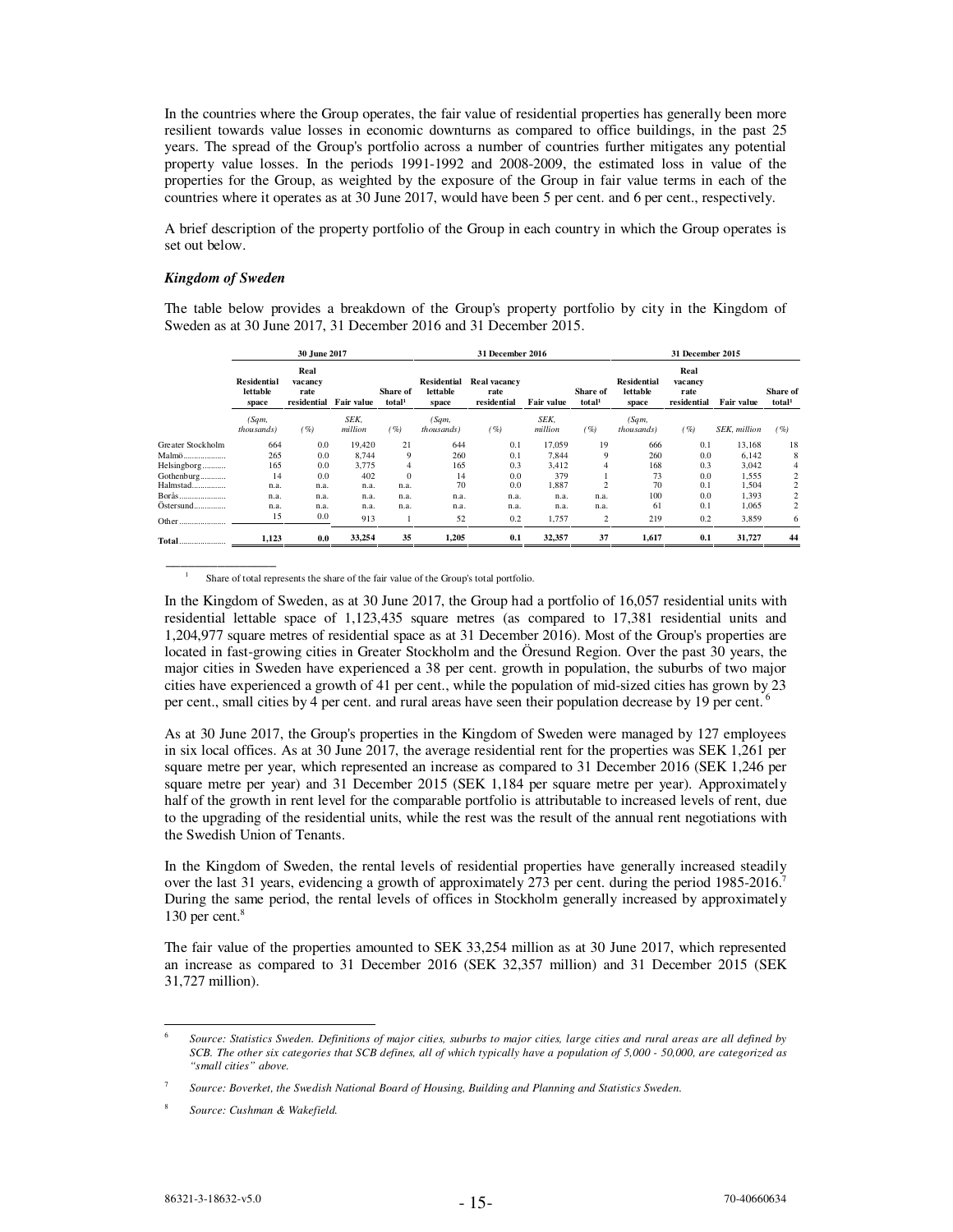In the countries where the Group operates, the fair value of residential properties has generally been more resilient towards value losses in economic downturns as compared to office buildings, in the past 25 years. The spread of the Group's portfolio across a number of countries further mitigates any potential property value losses. In the periods 1991-1992 and 2008-2009, the estimated loss in value of the properties for the Group, as weighted by the exposure of the Group in fair value terms in each of the countries where it operates as at 30 June 2017, would have been 5 per cent. and 6 per cent., respectively.

A brief description of the property portfolio of the Group in each country in which the Group operates is set out below.

***Kingdom of Sweden***

The table below provides a breakdown of the Group's property portfolio by city in the Kingdom of Sweden as at 30 June 2017, 31 December 2016 and 31 December 2015.

| | 30 June 2017 | | | | 31 December 2016 | | | | 31 December 2015 | | | |
|---|---|---|---|---|---|---|---|---|---|---|---|---|
| | Residential lettable space | Real vacancy rate residential | Fair value | Share of total[1] | Residential lettable space | Real vacancy rate residential | Fair value | Share of total[1] | Residential lettable space | Real vacancy rate residential | Fair value | Share of total[1] |
| | *(Sqm, thousands)* | *(%)* | *SEK, million* | *(%)* | *(Sqm, thousands)* | *(%)* | *SEK, million* | *(%)* | *(Sqm, thousands)* | *(%)* | *SEK, million* | *(%)* |
| Greater Stockholm | 664 | 0.0 | 19,420 | 21 | 644 | 0.1 | 17,059 | 19 | 666 | 0.1 | 13,168 | 18 |
| Malmö | 265 | 0.0 | 8,744 | 9 | 260 | 0.1 | 7,844 | 9 | 260 | 0.0 | 6,142 | 8 |
| Helsingborg | 165 | 0.0 | 3,775 | 4 | 165 | 0.3 | 3,412 | 4 | 168 | 0.3 | 3,042 | 4 |
| Gothenburg | 14 | 0.0 | 402 | 0 | 14 | 0.0 | 379 | 1 | 73 | 0.0 | 1,555 | 2 |
| Halmstad | n.a. | n.a. | n.a. | n.a. | 70 | 0.0 | 1,887 | 2 | 70 | 0.1 | 1,504 | 2 |
| Borås | n.a. | n.a. | n.a. | n.a. | n.a. | n.a. | n.a. | n.a. | 100 | 0.0 | 1,393 | 2 |
| Östersund | n.a. | n.a. | n.a. | n.a. | n.a. | n.a. | n.a. | n.a. | 61 | 0.1 | 1,065 | 2 |
| Other | 15 | 0.0 | 913 | 1 | 52 | 0.2 | 1,757 | 2 | 219 | 0.2 | 3,859 | 6 |
| **Total** | **1,123** | **0.0** | **33,254** | **35** | **1,205** | **0.1** | **32,357** | **37** | **1,617** | **0.1** | **31,727** | **44** |

[1] Share of total represents the share of the fair value of the Group's total portfolio.

In the Kingdom of Sweden, as at 30 June 2017, the Group had a portfolio of 16,057 residential units with residential lettable space of 1,123,435 square metres (as compared to 17,381 residential units and 1,204,977 square metres of residential space as at 31 December 2016). Most of the Group's properties are located in fast-growing cities in Greater Stockholm and the Öresund Region. Over the past 30 years, the major cities in Sweden have experienced a 38 per cent. growth in population, the suburbs of two major cities have experienced a growth of 41 per cent., while the population of mid-sized cities has grown by 23 per cent., small cities by 4 per cent. and rural areas have seen their population decrease by 19 per cent.[6]

As at 30 June 2017, the Group's properties in the Kingdom of Sweden were managed by 127 employees in six local offices. As at 30 June 2017, the average residential rent for the properties was SEK 1,261 per square metre per year, which represented an increase as compared to 31 December 2016 (SEK 1,246 per square metre per year) and 31 December 2015 (SEK 1,184 per square metre per year). Approximately half of the growth in rent level for the comparable portfolio is attributable to increased levels of rent, due to the upgrading of the residential units, while the rest was the result of the annual rent negotiations with the Swedish Union of Tenants.

In the Kingdom of Sweden, the rental levels of residential properties have generally increased steadily over the last 31 years, evidencing a growth of approximately 273 per cent. during the period 1985-2016.[7] During the same period, the rental levels of offices in Stockholm generally increased by approximately 130 per cent.[8]

The fair value of the properties amounted to SEK 33,254 million as at 30 June 2017, which represented an increase as compared to 31 December 2016 (SEK 32,357 million) and 31 December 2015 (SEK 31,727 million).

[6] *Source: Statistics Sweden. Definitions of major cities, suburbs to major cities, large cities and rural areas are all defined by SCB. The other six categories that SCB defines, all of which typically have a population of 5,000 - 50,000, are categorized as "small cities" above.*

[7] *Source: Boverket, the Swedish National Board of Housing, Building and Planning and Statistics Sweden.*

[8] *Source: Cushman & Wakefield.*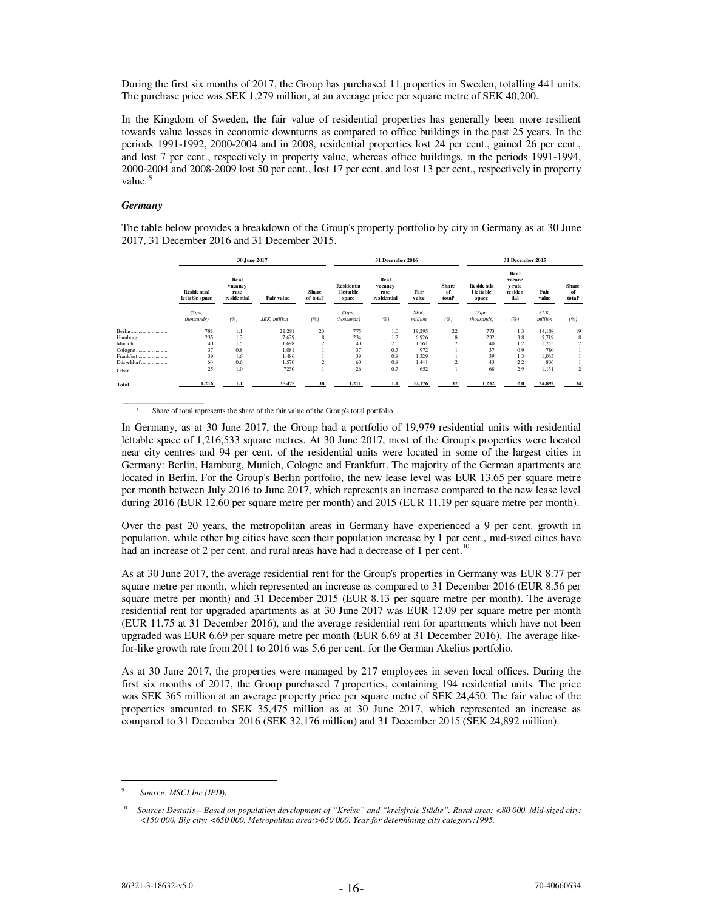During the first six months of 2017, the Group has purchased 11 properties in Sweden, totalling 441 units. The purchase price was SEK 1,279 million, at an average price per square metre of SEK 40,200.

In the Kingdom of Sweden, the fair value of residential properties has generally been more resilient towards value losses in economic downturns as compared to office buildings in the past 25 years. In the periods 1991-1992, 2000-2004 and in 2008, residential properties lost 24 per cent., gained 26 per cent., and lost 7 per cent., respectively in property value, whereas office buildings, in the periods 1991-1994, 2000-2004 and 2008-2009 lost 50 per cent., lost 17 per cent. and lost 13 per cent., respectively in property value. [9]

***Germany***

The table below provides a breakdown of the Group's property portfolio by city in Germany as at 30 June 2017, 31 December 2016 and 31 December 2015.

| | 30 June 2017 | | | | 31 December 2016 | | | | 31 December 2015 | | | |
|---|---|---|---|---|---|---|---|---|---|---|---|---|
| | Residential lettable space | Real vacancy rate residential | Fair value | Share of total[1] | Residential lettable space | Real vacancy rate residential | Fair value | Share of total[1] | Residential lettable space | Real vacancy rate residential | Fair value | Share of total[1] |
| | *(Sqm, thousands)* | *(%)* | *SEK, million* | *(%)* | *(Sqm, thousands)* | *(%)* | *SEK, million* | *(%)* | *(Sqm, thousands)* | *(%)* | *SEK, million* | *(%)* |
| Berlin | 781 | 1.1 | 21,281 | 23 | 775 | 1.0 | 19,295 | 22 | 773 | 1.3 | 14,108 | 19 |
| Hamburg | 235 | 1.2 | 7,629 | 8 | 234 | 1.2 | 6,926 | 8 | 232 | 3.8 | 5,719 | 8 |
| Munich | 40 | 1.5 | 1,698 | 2 | 40 | 2.0 | 1,561 | 2 | 40 | 1.2 | 1,255 | 2 |
| Cologne | 37 | 0.8 | 1,081 | 1 | 37 | 0.7 | 972 | 1 | 37 | 0.9 | 780 | 1 |
| Frankfurt | 39 | 1.6 | 1,486 | 1 | 39 | 0.8 | 1,329 | 1 | 39 | 1.3 | 1,063 | 1 |
| Düsseldorf | 60 | 0.6 | 1,570 | 2 | 60 | 0.8 | 1,441 | 2 | 43 | 2.2 | 836 | 1 |
| Other | 25 | 1.0 | 7230 | 1 | 26 | 0.7 | 652 | 1 | 68 | 2.9 | 1,131 | 2 |
| **Total** | **1,216** | **1.1** | **35,475** | **38** | **1,211** | **1.1** | **32,176** | **37** | **1,232** | **2.0** | **24,892** | **34** |

[1] Share of total represents the share of the fair value of the Group's total portfolio.

In Germany, as at 30 June 2017, the Group had a portfolio of 19,979 residential units with residential lettable space of 1,216,533 square metres. At 30 June 2017, most of the Group's properties were located near city centres and 94 per cent. of the residential units were located in some of the largest cities in Germany: Berlin, Hamburg, Munich, Cologne and Frankfurt. The majority of the German apartments are located in Berlin. For the Group's Berlin portfolio, the new lease level was EUR 13.65 per square metre per month between July 2016 to June 2017, which represents an increase compared to the new lease level during 2016 (EUR 12.60 per square metre per month) and 2015 (EUR 11.19 per square metre per month).

Over the past 20 years, the metropolitan areas in Germany have experienced a 9 per cent. growth in population, while other big cities have seen their population increase by 1 per cent., mid-sized cities have had an increase of 2 per cent. and rural areas have had a decrease of 1 per cent.[10]

As at 30 June 2017, the average residential rent for the Group's properties in Germany was EUR 8.77 per square metre per month, which represented an increase as compared to 31 December 2016 (EUR 8.56 per square metre per month) and 31 December 2015 (EUR 8.13 per square metre per month). The average residential rent for upgraded apartments as at 30 June 2017 was EUR 12.09 per square metre per month (EUR 11.75 at 31 December 2016), and the average residential rent for apartments which have not been upgraded was EUR 6.69 per square metre per month (EUR 6.69 at 31 December 2016). The average like-for-like growth rate from 2011 to 2016 was 5.6 per cent. for the German Akelius portfolio.

As at 30 June 2017, the properties were managed by 217 employees in seven local offices. During the first six months of 2017, the Group purchased 7 properties, containing 194 residential units. The price was SEK 365 million at an average property price per square metre of SEK 24,450. The fair value of the properties amounted to SEK 35,475 million as at 30 June 2017, which represented an increase as compared to 31 December 2016 (SEK 32,176 million) and 31 December 2015 (SEK 24,892 million).

---

[9] *Source: MSCI Inc.(IPD).*

[10] *Source: Destatis – Based on population development of "Kreise" and "kreisfreie Städte". Rural area: <80 000, Mid-sized city: <150 000, Big city: <650 000, Metropolitan area:>650 000. Year for determining city category:1995.*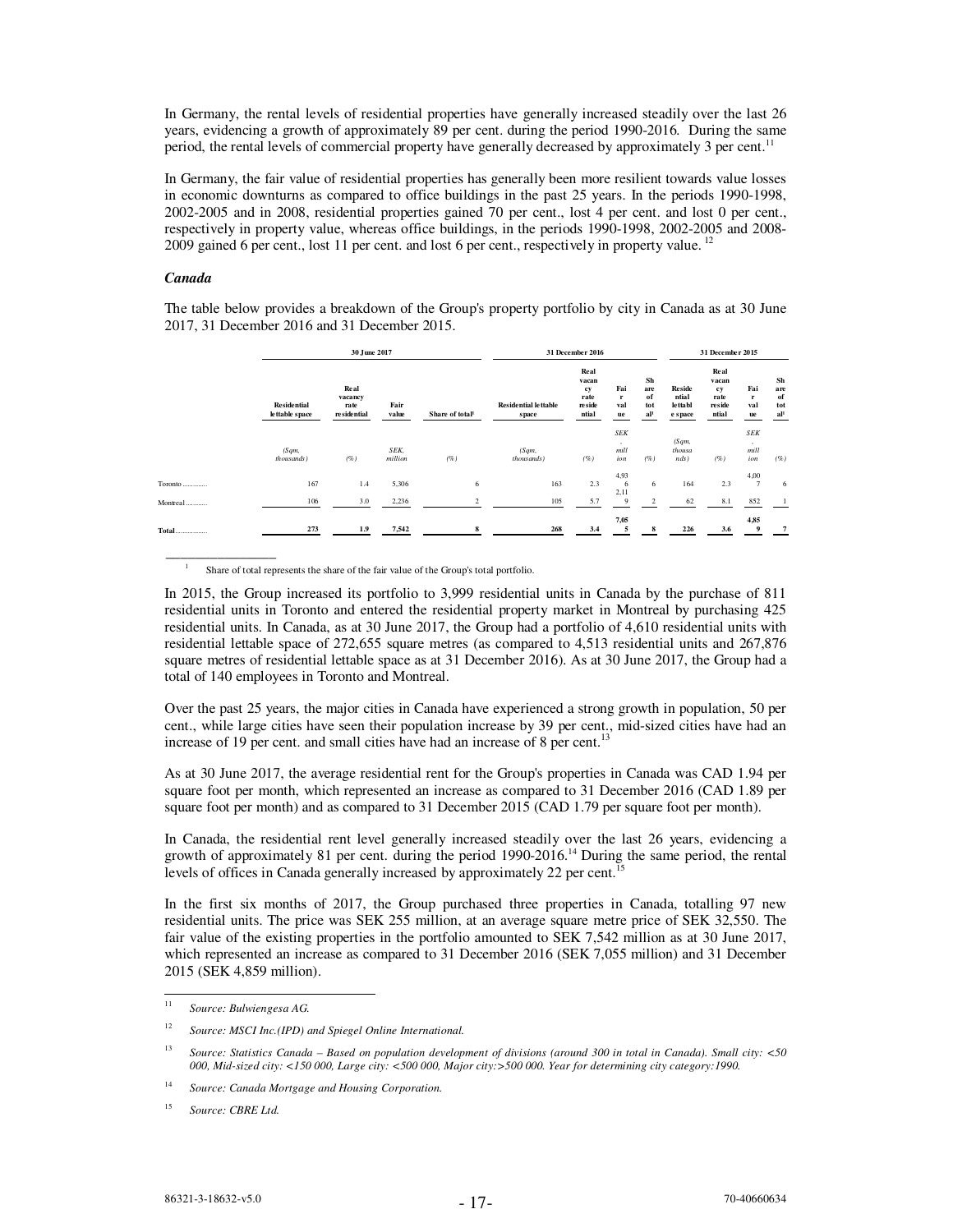In Germany, the rental levels of residential properties have generally increased steadily over the last 26 years, evidencing a growth of approximately 89 per cent. during the period 1990-2016. During the same period, the rental levels of commercial property have generally decreased by approximately 3 per cent.[11]

In Germany, the fair value of residential properties has generally been more resilient towards value losses in economic downturns as compared to office buildings in the past 25 years. In the periods 1990-1998, 2002-2005 and in 2008, residential properties gained 70 per cent., lost 4 per cent. and lost 0 per cent., respectively in property value, whereas office buildings, in the periods 1990-1998, 2002-2005 and 2008-2009 gained 6 per cent., lost 11 per cent. and lost 6 per cent., respectively in property value.[12]

***Canada***

The table below provides a breakdown of the Group's property portfolio by city in Canada as at 30 June 2017, 31 December 2016 and 31 December 2015.

| | 30 June 2017 | | | | 31 December 2016 | | | | 31 December 2015 | | | |
|---|---|---|---|---|---|---|---|---|---|---|---|---|
| | Residential lettable space | Real vacancy rate residential | Fair value | Share of total[1] | Residential lettable space | Real vacancy rate residential | Fair value | Share of total[1] | Residential lettable space | Real vacancy rate residential | Fair value | Share of total[1] |
| | (Sqm, thousands) | (%) | SEK, million | (%) | (Sqm, thousands) | (%) | SEK, million | (%) | (Sqm, thousands) | (%) | SEK, million | (%) |
| Toronto | 167 | 1.4 | 5,306 | 6 | 163 | 2.3 | 4,936 | 6 | 164 | 2.3 | 4,007 | 6 |
| Montreal | 106 | 3.0 | 2,236 | 2 | 105 | 5.7 | 2,119 | 2 | 62 | 8.1 | 852 | 1 |
| **Total** | **273** | **1.9** | **7,542** | **8** | **268** | **3.4** | **7,055** | **8** | **226** | **3.6** | **4,859** | **7** |

[1] Share of total represents the share of the fair value of the Group's total portfolio.

In 2015, the Group increased its portfolio to 3,999 residential units in Canada by the purchase of 811 residential units in Toronto and entered the residential property market in Montreal by purchasing 425 residential units. In Canada, as at 30 June 2017, the Group had a portfolio of 4,610 residential units with residential lettable space of 272,655 square metres (as compared to 4,513 residential units and 267,876 square metres of residential lettable space as at 31 December 2016). As at 30 June 2017, the Group had a total of 140 employees in Toronto and Montreal.

Over the past 25 years, the major cities in Canada have experienced a strong growth in population, 50 per cent., while large cities have seen their population increase by 39 per cent., mid-sized cities have had an increase of 19 per cent. and small cities have had an increase of 8 per cent.[13]

As at 30 June 2017, the average residential rent for the Group's properties in Canada was CAD 1.94 per square foot per month, which represented an increase as compared to 31 December 2016 (CAD 1.89 per square foot per month) and as compared to 31 December 2015 (CAD 1.79 per square foot per month).

In Canada, the residential rent level generally increased steadily over the last 26 years, evidencing a growth of approximately 81 per cent. during the period 1990-2016.[14] During the same period, the rental levels of offices in Canada generally increased by approximately 22 per cent.[15]

In the first six months of 2017, the Group purchased three properties in Canada, totalling 97 new residential units. The price was SEK 255 million, at an average square metre price of SEK 32,550. The fair value of the existing properties in the portfolio amounted to SEK 7,542 million as at 30 June 2017, which represented an increase as compared to 31 December 2016 (SEK 7,055 million) and 31 December 2015 (SEK 4,859 million).

[11] *Source: Bulwiengesa AG.*

[12] *Source: MSCI Inc.(IPD) and Spiegel Online International.*

[13] *Source: Statistics Canada – Based on population development of divisions (around 300 in total in Canada). Small city: <50 000, Mid-sized city: <150 000, Large city: <500 000, Major city:>500 000. Year for determining city category:1990.*

[14] *Source: Canada Mortgage and Housing Corporation.*

[15] *Source: CBRE Ltd.*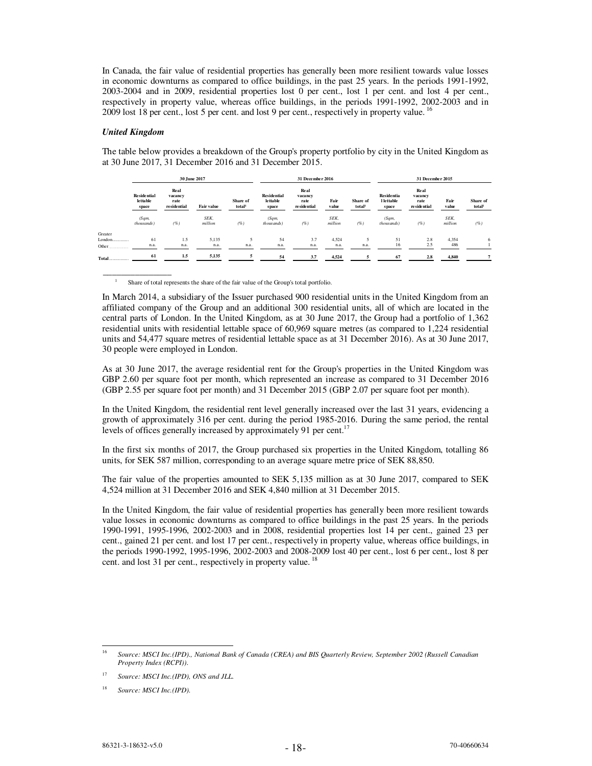In Canada, the fair value of residential properties has generally been more resilient towards value losses in economic downturns as compared to office buildings, in the past 25 years. In the periods 1991-1992, 2003-2004 and in 2009, residential properties lost 0 per cent., lost 1 per cent. and lost 4 per cent., respectively in property value, whereas office buildings, in the periods 1991-1992, 2002-2003 and in 2009 lost 18 per cent., lost 5 per cent. and lost 9 per cent., respectively in property value.[16]

### *United Kingdom*

The table below provides a breakdown of the Group's property portfolio by city in the United Kingdom as at 30 June 2017, 31 December 2016 and 31 December 2015.

| | 30 June 2017 | | | | 31 December 2016 | | | | 31 December 2015 | | | |
|---|---|---|---|---|---|---|---|---|---|---|---|---|
| | Residential lettable space | Real vacancy rate residential | Fair value | Share of total[1] | Residential lettable space | Real vacancy rate residential | Fair value | Share of total[1] | Residential lettable space | Real vacancy rate residential | Fair value | Share of total[1] |
| | *(Sqm, thousands)* | *(%)* | *SEK, million* | *(%)* | *(Sqm, thousands)* | *(%)* | *SEK, million* | *(%)* | *(Sqm, thousands)* | *(%)* | *SEK, million* | *(%)* |
| Greater London | 61 | 1.5 | 5,135 | 5 | 54 | 3.7 | 4,524 | 5 | 51 | 2.8 | 4,354 | 6 |
| Other | n.a. | n.a. | n.a. | n.a. | n.a. | n.a. | n.a. | n.a. | 16 | 2.5 | 486 | 1 |
| **Total** | **61** | **1.5** | **5,135** | **5** | **54** | **3.7** | **4,524** | **5** | **67** | **2.8** | **4,840** | **7** |

[1] Share of total represents the share of the fair value of the Group's total portfolio.

In March 2014, a subsidiary of the Issuer purchased 900 residential units in the United Kingdom from an affiliated company of the Group and an additional 300 residential units, all of which are located in the central parts of London. In the United Kingdom, as at 30 June 2017, the Group had a portfolio of 1,362 residential units with residential lettable space of 60,969 square metres (as compared to 1,224 residential units and 54,477 square metres of residential lettable space as at 31 December 2016). As at 30 June 2017, 30 people were employed in London.

As at 30 June 2017, the average residential rent for the Group's properties in the United Kingdom was GBP 2.60 per square foot per month, which represented an increase as compared to 31 December 2016 (GBP 2.55 per square foot per month) and 31 December 2015 (GBP 2.07 per square foot per month).

In the United Kingdom, the residential rent level generally increased over the last 31 years, evidencing a growth of approximately 316 per cent. during the period 1985-2016. During the same period, the rental levels of offices generally increased by approximately 91 per cent.[17]

In the first six months of 2017, the Group purchased six properties in the United Kingdom, totalling 86 units, for SEK 587 million, corresponding to an average square metre price of SEK 88,850.

The fair value of the properties amounted to SEK 5,135 million as at 30 June 2017, compared to SEK 4,524 million at 31 December 2016 and SEK 4,840 million at 31 December 2015.

In the United Kingdom, the fair value of residential properties has generally been more resilient towards value losses in economic downturns as compared to office buildings in the past 25 years. In the periods 1990-1991, 1995-1996, 2002-2003 and in 2008, residential properties lost 14 per cent., gained 23 per cent., gained 21 per cent. and lost 17 per cent., respectively in property value, whereas office buildings, in the periods 1990-1992, 1995-1996, 2002-2003 and 2008-2009 lost 40 per cent., lost 6 per cent., lost 8 per cent. and lost 31 per cent., respectively in property value.[18]

[16] *Source: MSCI Inc.(IPD)., National Bank of Canada (CREA) and BIS Quarterly Review, September 2002 (Russell Canadian Property Index (RCPI)).*

[17] *Source: MSCI Inc.(IPD), ONS and JLL.*

[18] *Source: MSCI Inc.(IPD).*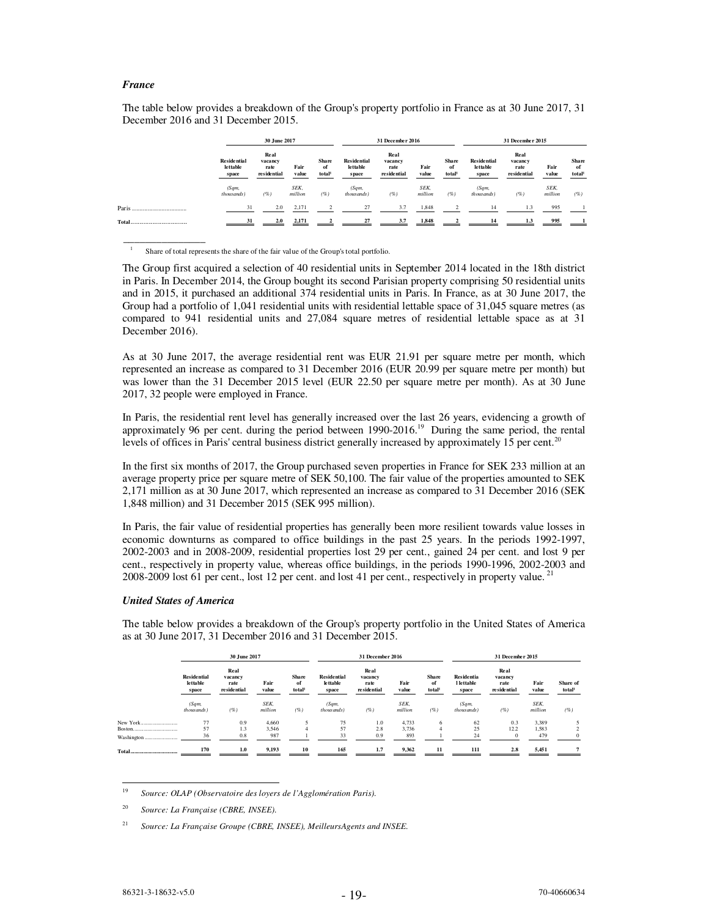### *France*

The table below provides a breakdown of the Group's property portfolio in France as at 30 June 2017, 31 December 2016 and 31 December 2015.

| | 30 June 2017 | | | | 31 December 2016 | | | | 31 December 2015 | | | |
|---|---|---|---|---|---|---|---|---|---|---|---|---|
| | Residential lettable space | Real vacancy rate residential | Fair value | Share of total[1] | Residential lettable space | Real vacancy rate residential | Fair value | Share of total[1] | Residential lettable space | Real vacancy rate residential | Fair value | Share of total[1] |
| | *(Sqm, thousands)* | *(%)* | *SEK, million* | *(%)* | *(Sqm, thousands)* | *(%)* | *SEK, million* | *(%)* | *(Sqm, thousands)* | *(%)* | *SEK, million* | *(%)* |
| Paris | 31 | 2.0 | 2,171 | 2 | 27 | 3.7 | 1,848 | 2 | 14 | 1.3 | 995 | 1 |
| **Total** | **31** | **2.0** | **2,171** | **2** | **27** | **3.7** | **1,848** | **2** | **14** | **1.3** | **995** | **1** |

[1] Share of total represents the share of the fair value of the Group's total portfolio.

The Group first acquired a selection of 40 residential units in September 2014 located in the 18th district in Paris. In December 2014, the Group bought its second Parisian property comprising 50 residential units and in 2015, it purchased an additional 374 residential units in Paris. In France, as at 30 June 2017, the Group had a portfolio of 1,041 residential units with residential lettable space of 31,045 square metres (as compared to 941 residential units and 27,084 square metres of residential lettable space as at 31 December 2016).

As at 30 June 2017, the average residential rent was EUR 21.91 per square metre per month, which represented an increase as compared to 31 December 2016 (EUR 20.99 per square metre per month) but was lower than the 31 December 2015 level (EUR 22.50 per square metre per month). As at 30 June 2017, 32 people were employed in France.

In Paris, the residential rent level has generally increased over the last 26 years, evidencing a growth of approximately 96 per cent. during the period between 1990-2016.[19] During the same period, the rental levels of offices in Paris' central business district generally increased by approximately 15 per cent.[20]

In the first six months of 2017, the Group purchased seven properties in France for SEK 233 million at an average property price per square metre of SEK 50,100. The fair value of the properties amounted to SEK 2,171 million as at 30 June 2017, which represented an increase as compared to 31 December 2016 (SEK 1,848 million) and 31 December 2015 (SEK 995 million).

In Paris, the fair value of residential properties has generally been more resilient towards value losses in economic downturns as compared to office buildings in the past 25 years. In the periods 1992-1997, 2002-2003 and in 2008-2009, residential properties lost 29 per cent., gained 24 per cent. and lost 9 per cent., respectively in property value, whereas office buildings, in the periods 1990-1996, 2002-2003 and 2008-2009 lost 61 per cent., lost 12 per cent. and lost 41 per cent., respectively in property value.[21]

### *United States of America*

The table below provides a breakdown of the Group's property portfolio in the United States of America as at 30 June 2017, 31 December 2016 and 31 December 2015.

| | 30 June 2017 | | | | 31 December 2016 | | | | 31 December 2015 | | | |
|---|---|---|---|---|---|---|---|---|---|---|---|---|
| | Residential lettable space | Real vacancy rate residential | Fair value | Share of total[1] | Residential lettable space | Real vacancy rate residential | Fair value | Share of total[1] | Residential lettable space | Real vacancy rate residential | Fair value | Share of total[1] |
| | *(Sqm, thousands)* | *(%)* | *SEK, million* | *(%)* | *(Sqm, thousands)* | *(%)* | *SEK, million* | *(%)* | *(Sqm, thousands)* | *(%)* | *SEK, million* | *(%)* |
| New York | 77 | 0.9 | 4,660 | 5 | 75 | 1.0 | 4,733 | 6 | 62 | 0.3 | 3,389 | 5 |
| Boston | 57 | 1.3 | 3,546 | 4 | 57 | 2.8 | 3,736 | 4 | 25 | 12.2 | 1,583 | 2 |
| Washington | 36 | 0.8 | 987 | 1 | 33 | 0.9 | 893 | 1 | 24 | 0 | 479 | 0 |
| **Total** | **170** | **1.0** | **9,193** | **10** | **165** | **1.7** | **9,362** | **11** | **111** | **2.8** | **5,451** | **7** |

[19] *Source: OLAP (Observatoire des loyers de l'Agglomération Paris).*

[20] *Source: La Française (CBRE, INSEE).*

[21] *Source: La Française Groupe (CBRE, INSEE), MeilleursAgents and INSEE.*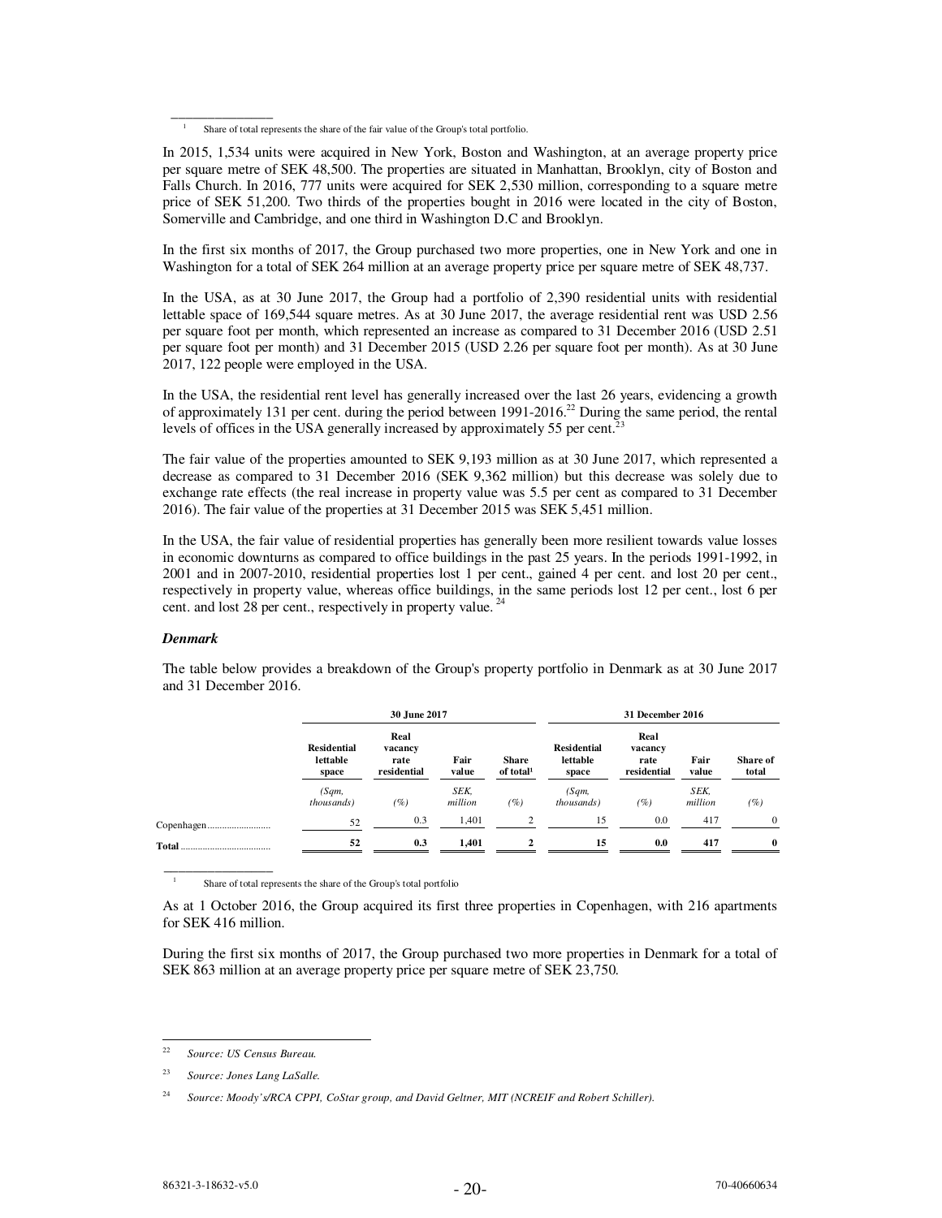[1] Share of total represents the share of the fair value of the Group's total portfolio.

In 2015, 1,534 units were acquired in New York, Boston and Washington, at an average property price per square metre of SEK 48,500. The properties are situated in Manhattan, Brooklyn, city of Boston and Falls Church. In 2016, 777 units were acquired for SEK 2,530 million, corresponding to a square metre price of SEK 51,200. Two thirds of the properties bought in 2016 were located in the city of Boston, Somerville and Cambridge, and one third in Washington D.C and Brooklyn.

In the first six months of 2017, the Group purchased two more properties, one in New York and one in Washington for a total of SEK 264 million at an average property price per square metre of SEK 48,737.

In the USA, as at 30 June 2017, the Group had a portfolio of 2,390 residential units with residential lettable space of 169,544 square metres. As at 30 June 2017, the average residential rent was USD 2.56 per square foot per month, which represented an increase as compared to 31 December 2016 (USD 2.51 per square foot per month) and 31 December 2015 (USD 2.26 per square foot per month). As at 30 June 2017, 122 people were employed in the USA.

In the USA, the residential rent level has generally increased over the last 26 years, evidencing a growth of approximately 131 per cent. during the period between 1991-2016.[22] During the same period, the rental levels of offices in the USA generally increased by approximately 55 per cent.[23]

The fair value of the properties amounted to SEK 9,193 million as at 30 June 2017, which represented a decrease as compared to 31 December 2016 (SEK 9,362 million) but this decrease was solely due to exchange rate effects (the real increase in property value was 5.5 per cent as compared to 31 December 2016). The fair value of the properties at 31 December 2015 was SEK 5,451 million.

In the USA, the fair value of residential properties has generally been more resilient towards value losses in economic downturns as compared to office buildings in the past 25 years. In the periods 1991-1992, in 2001 and in 2007-2010, residential properties lost 1 per cent., gained 4 per cent. and lost 20 per cent., respectively in property value, whereas office buildings, in the same periods lost 12 per cent., lost 6 per cent. and lost 28 per cent., respectively in property value.[24]

### *Denmark*

The table below provides a breakdown of the Group's property portfolio in Denmark as at 30 June 2017 and 31 December 2016.

| | 30 June 2017 | | | | 31 December 2016 | | | |
|---|---|---|---|---|---|---|---|---|
| | Residential lettable space | Real vacancy rate residential | Fair value | Share of total[1] | Residential lettable space | Real vacancy rate residential | Fair value | Share of total |
| | *(Sqm, thousands)* | *(%)* | *SEK, million* | *(%)* | *(Sqm, thousands)* | *(%)* | *SEK, million* | *(%)* |
| Copenhagen | 52 | 0.3 | 1,401 | 2 | 15 | 0.0 | 417 | 0 |
| **Total** | **52** | **0.3** | **1,401** | **2** | **15** | **0.0** | **417** | **0** |

[1] Share of total represents the share of the Group's total portfolio

As at 1 October 2016, the Group acquired its first three properties in Copenhagen, with 216 apartments for SEK 416 million.

During the first six months of 2017, the Group purchased two more properties in Denmark for a total of SEK 863 million at an average property price per square metre of SEK 23,750.

[22] *Source: US Census Bureau.*

[23] *Source: Jones Lang LaSalle.*

[24] *Source: Moody's/RCA CPPI, CoStar group, and David Geltner, MIT (NCREIF and Robert Schiller).*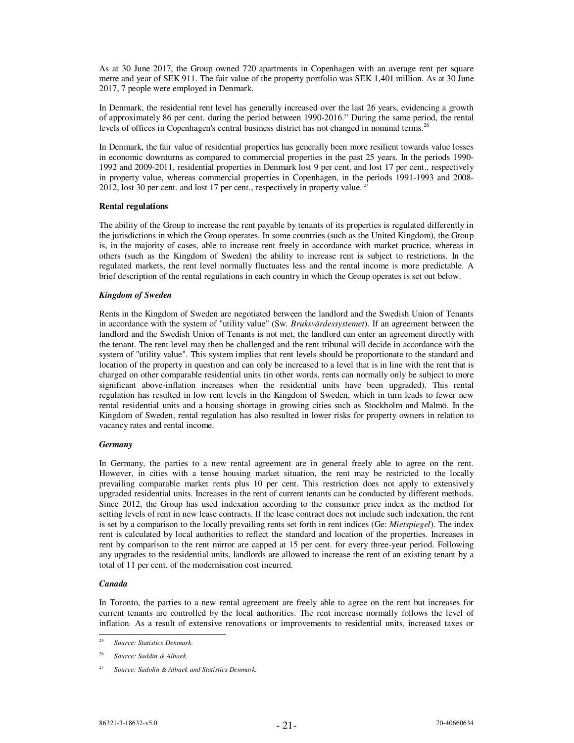As at 30 June 2017, the Group owned 720 apartments in Copenhagen with an average rent per square metre and year of SEK 911. The fair value of the property portfolio was SEK 1,401 million. As at 30 June 2017, 7 people were employed in Denmark.

In Denmark, the residential rent level has generally increased over the last 26 years, evidencing a growth of approximately 86 per cent. during the period between 1990-2016.[25] During the same period, the rental levels of offices in Copenhagen's central business district has not changed in nominal terms.[26]

In Denmark, the fair value of residential properties has generally been more resilient towards value losses in economic downturns as compared to commercial properties in the past 25 years. In the periods 1990-1992 and 2009-2011, residential properties in Denmark lost 9 per cent. and lost 17 per cent., respectively in property value, whereas commercial properties in Copenhagen, in the periods 1991-1993 and 2008-2012, lost 30 per cent. and lost 17 per cent., respectively in property value.[27]

**Rental regulations**

The ability of the Group to increase the rent payable by tenants of its properties is regulated differently in the jurisdictions in which the Group operates. In some countries (such as the United Kingdom), the Group is, in the majority of cases, able to increase rent freely in accordance with market practice, whereas in others (such as the Kingdom of Sweden) the ability to increase rent is subject to restrictions. In the regulated markets, the rent level normally fluctuates less and the rental income is more predictable. A brief description of the rental regulations in each country in which the Group operates is set out below.

***Kingdom of Sweden***

Rents in the Kingdom of Sweden are negotiated between the landlord and the Swedish Union of Tenants in accordance with the system of "utility value" (Sw. *Bruksvärdessystemet*). If an agreement between the landlord and the Swedish Union of Tenants is not met, the landlord can enter an agreement directly with the tenant. The rent level may then be challenged and the rent tribunal will decide in accordance with the system of "utility value". This system implies that rent levels should be proportionate to the standard and location of the property in question and can only be increased to a level that is in line with the rent that is charged on other comparable residential units (in other words, rents can normally only be subject to more significant above-inflation increases when the residential units have been upgraded). This rental regulation has resulted in low rent levels in the Kingdom of Sweden, which in turn leads to fewer new rental residential units and a housing shortage in growing cities such as Stockholm and Malmö. In the Kingdom of Sweden, rental regulation has also resulted in lower risks for property owners in relation to vacancy rates and rental income.

***Germany***

In Germany, the parties to a new rental agreement are in general freely able to agree on the rent. However, in cities with a tense housing market situation, the rent may be restricted to the locally prevailing comparable market rents plus 10 per cent. This restriction does not apply to extensively upgraded residential units. Increases in the rent of current tenants can be conducted by different methods. Since 2012, the Group has used indexation according to the consumer price index as the method for setting levels of rent in new lease contracts. If the lease contract does not include such indexation, the rent is set by a comparison to the locally prevailing rents set forth in rent indices (Ge: *Mietspiegel*). The index rent is calculated by local authorities to reflect the standard and location of the properties. Increases in rent by comparison to the rent mirror are capped at 15 per cent. for every three-year period. Following any upgrades to the residential units, landlords are allowed to increase the rent of an existing tenant by a total of 11 per cent. of the modernisation cost incurred.

***Canada***

In Toronto, the parties to a new rental agreement are freely able to agree on the rent but increases for current tenants are controlled by the local authorities. The rent increase normally follows the level of inflation. As a result of extensive renovations or improvements to residential units, increased taxes or

---

[25] *Source: Statistics Denmark.*

[26] *Source: Saddin & Albaek.*

[27] *Source: Sadolin & Albaek and Statistics Denmark.*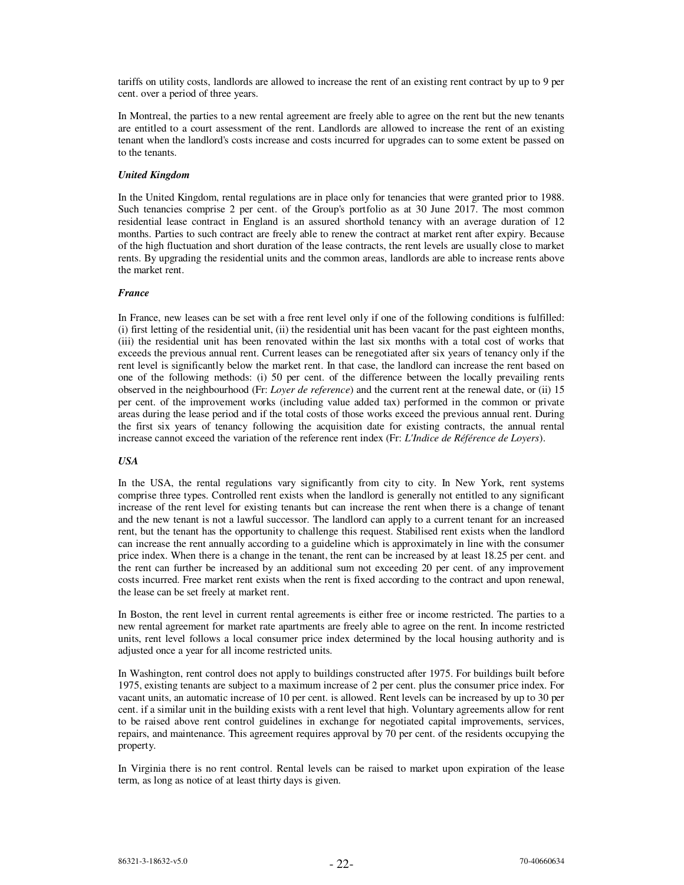tariffs on utility costs, landlords are allowed to increase the rent of an existing rent contract by up to 9 per cent. over a period of three years.

In Montreal, the parties to a new rental agreement are freely able to agree on the rent but the new tenants are entitled to a court assessment of the rent. Landlords are allowed to increase the rent of an existing tenant when the landlord's costs increase and costs incurred for upgrades can to some extent be passed on to the tenants.

***United Kingdom***

In the United Kingdom, rental regulations are in place only for tenancies that were granted prior to 1988. Such tenancies comprise 2 per cent. of the Group's portfolio as at 30 June 2017. The most common residential lease contract in England is an assured shorthold tenancy with an average duration of 12 months. Parties to such contract are freely able to renew the contract at market rent after expiry. Because of the high fluctuation and short duration of the lease contracts, the rent levels are usually close to market rents. By upgrading the residential units and the common areas, landlords are able to increase rents above the market rent.

***France***

In France, new leases can be set with a free rent level only if one of the following conditions is fulfilled: (i) first letting of the residential unit, (ii) the residential unit has been vacant for the past eighteen months, (iii) the residential unit has been renovated within the last six months with a total cost of works that exceeds the previous annual rent. Current leases can be renegotiated after six years of tenancy only if the rent level is significantly below the market rent. In that case, the landlord can increase the rent based on one of the following methods: (i) 50 per cent. of the difference between the locally prevailing rents observed in the neighbourhood (Fr: *Loyer de reference*) and the current rent at the renewal date, or (ii) 15 per cent. of the improvement works (including value added tax) performed in the common or private areas during the lease period and if the total costs of those works exceed the previous annual rent. During the first six years of tenancy following the acquisition date for existing contracts, the annual rental increase cannot exceed the variation of the reference rent index (Fr: *L'Indice de Référence de Loyers*).

***USA***

In the USA, the rental regulations vary significantly from city to city. In New York, rent systems comprise three types. Controlled rent exists when the landlord is generally not entitled to any significant increase of the rent level for existing tenants but can increase the rent when there is a change of tenant and the new tenant is not a lawful successor. The landlord can apply to a current tenant for an increased rent, but the tenant has the opportunity to challenge this request. Stabilised rent exists when the landlord can increase the rent annually according to a guideline which is approximately in line with the consumer price index. When there is a change in the tenant, the rent can be increased by at least 18.25 per cent. and the rent can further be increased by an additional sum not exceeding 20 per cent. of any improvement costs incurred. Free market rent exists when the rent is fixed according to the contract and upon renewal, the lease can be set freely at market rent.

In Boston, the rent level in current rental agreements is either free or income restricted. The parties to a new rental agreement for market rate apartments are freely able to agree on the rent. In income restricted units, rent level follows a local consumer price index determined by the local housing authority and is adjusted once a year for all income restricted units.

In Washington, rent control does not apply to buildings constructed after 1975. For buildings built before 1975, existing tenants are subject to a maximum increase of 2 per cent. plus the consumer price index. For vacant units, an automatic increase of 10 per cent. is allowed. Rent levels can be increased by up to 30 per cent. if a similar unit in the building exists with a rent level that high. Voluntary agreements allow for rent to be raised above rent control guidelines in exchange for negotiated capital improvements, services, repairs, and maintenance. This agreement requires approval by 70 per cent. of the residents occupying the property.

In Virginia there is no rent control. Rental levels can be raised to market upon expiration of the lease term, as long as notice of at least thirty days is given.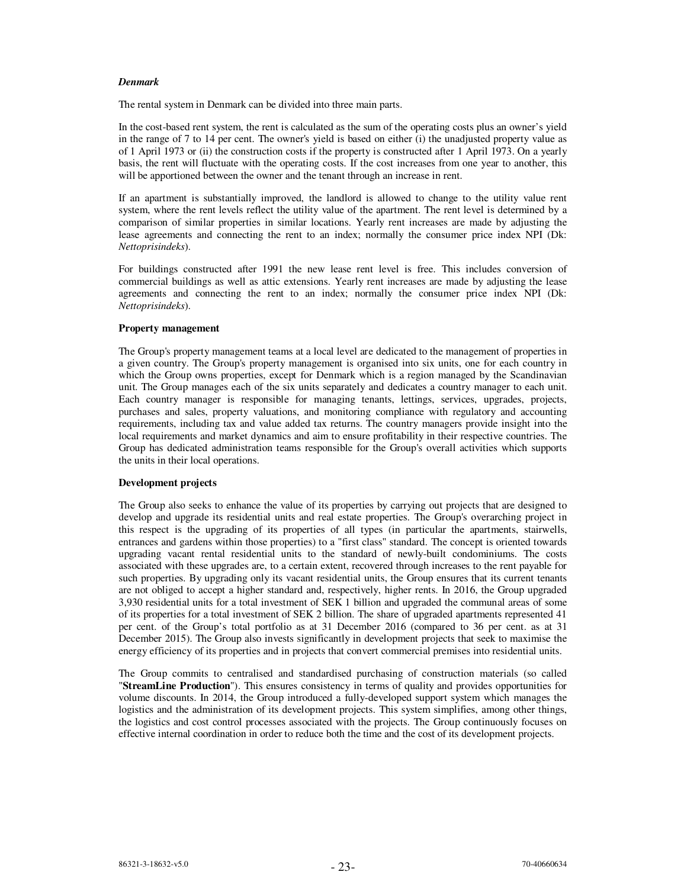***Denmark***

The rental system in Denmark can be divided into three main parts.

In the cost-based rent system, the rent is calculated as the sum of the operating costs plus an owner's yield in the range of 7 to 14 per cent. The owner's yield is based on either (i) the unadjusted property value as of 1 April 1973 or (ii) the construction costs if the property is constructed after 1 April 1973. On a yearly basis, the rent will fluctuate with the operating costs. If the cost increases from one year to another, this will be apportioned between the owner and the tenant through an increase in rent.

If an apartment is substantially improved, the landlord is allowed to change to the utility value rent system, where the rent levels reflect the utility value of the apartment. The rent level is determined by a comparison of similar properties in similar locations. Yearly rent increases are made by adjusting the lease agreements and connecting the rent to an index; normally the consumer price index NPI (Dk: *Nettoprisindeks*).

For buildings constructed after 1991 the new lease rent level is free. This includes conversion of commercial buildings as well as attic extensions. Yearly rent increases are made by adjusting the lease agreements and connecting the rent to an index; normally the consumer price index NPI (Dk: *Nettoprisindeks*).

**Property management**

The Group's property management teams at a local level are dedicated to the management of properties in a given country. The Group's property management is organised into six units, one for each country in which the Group owns properties, except for Denmark which is a region managed by the Scandinavian unit. The Group manages each of the six units separately and dedicates a country manager to each unit. Each country manager is responsible for managing tenants, lettings, services, upgrades, projects, purchases and sales, property valuations, and monitoring compliance with regulatory and accounting requirements, including tax and value added tax returns. The country managers provide insight into the local requirements and market dynamics and aim to ensure profitability in their respective countries. The Group has dedicated administration teams responsible for the Group's overall activities which supports the units in their local operations.

**Development projects**

The Group also seeks to enhance the value of its properties by carrying out projects that are designed to develop and upgrade its residential units and real estate properties. The Group's overarching project in this respect is the upgrading of its properties of all types (in particular the apartments, stairwells, entrances and gardens within those properties) to a "first class" standard. The concept is oriented towards upgrading vacant rental residential units to the standard of newly-built condominiums. The costs associated with these upgrades are, to a certain extent, recovered through increases to the rent payable for such properties. By upgrading only its vacant residential units, the Group ensures that its current tenants are not obliged to accept a higher standard and, respectively, higher rents. In 2016, the Group upgraded 3,930 residential units for a total investment of SEK 1 billion and upgraded the communal areas of some of its properties for a total investment of SEK 2 billion. The share of upgraded apartments represented 41 per cent. of the Group's total portfolio as at 31 December 2016 (compared to 36 per cent. as at 31 December 2015). The Group also invests significantly in development projects that seek to maximise the energy efficiency of its properties and in projects that convert commercial premises into residential units.

The Group commits to centralised and standardised purchasing of construction materials (so called "**StreamLine Production**"). This ensures consistency in terms of quality and provides opportunities for volume discounts. In 2014, the Group introduced a fully-developed support system which manages the logistics and the administration of its development projects. This system simplifies, among other things, the logistics and cost control processes associated with the projects. The Group continuously focuses on effective internal coordination in order to reduce both the time and the cost of its development projects.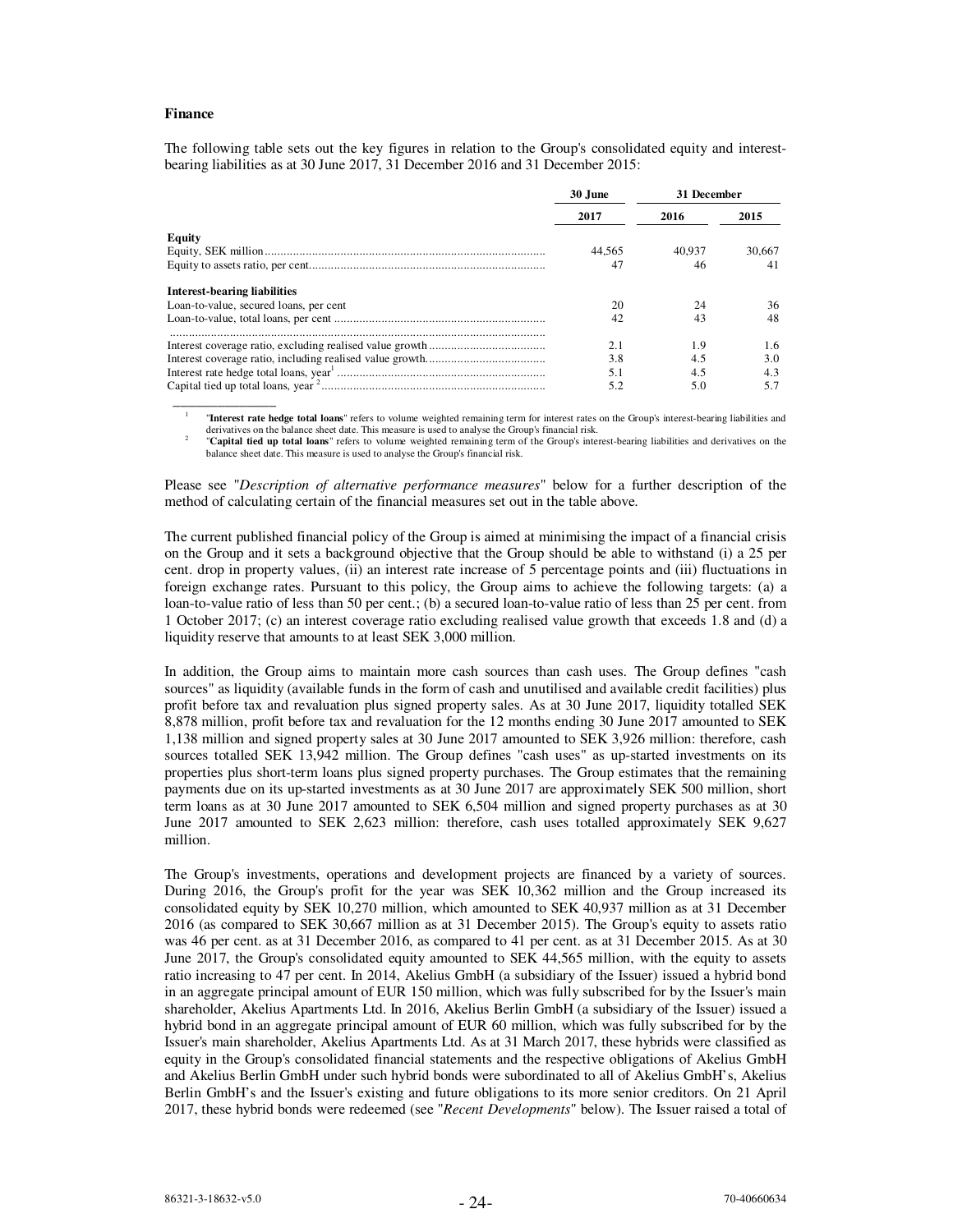**Finance**

The following table sets out the key figures in relation to the Group's consolidated equity and interest-bearing liabilities as at 30 June 2017, 31 December 2016 and 31 December 2015:

| | 30 June | 31 December | |
|---|---|---|---|
| | 2017 | 2016 | 2015 |
| **Equity** | | | |
| Equity, SEK million | 44,565 | 40,937 | 30,667 |
| Equity to assets ratio, per cent | 47 | 46 | 41 |
| **Interest-bearing liabilities** | | | |
| Loan-to-value, secured loans, per cent | 20 | 24 | 36 |
| Loan-to-value, total loans, per cent | 42 | 43 | 48 |
| Interest coverage ratio, excluding realised value growth | 2.1 | 1.9 | 1.6 |
| Interest coverage ratio, including realised value growth | 3.8 | 4.5 | 3.0 |
| Interest rate hedge total loans, year[1] | 5.1 | 4.5 | 4.3 |
| Capital tied up total loans, year [2] | 5.2 | 5.0 | 5.7 |

[1] "**Interest rate hedge total loans**" refers to volume weighted remaining term for interest rates on the Group's interest-bearing liabilities and derivatives on the balance sheet date. This measure is used to analyse the Group's financial risk.

[2] "**Capital tied up total loans**" refers to volume weighted remaining term of the Group's interest-bearing liabilities and derivatives on the balance sheet date. This measure is used to analyse the Group's financial risk.

Please see "*Description of alternative performance measures*" below for a further description of the method of calculating certain of the financial measures set out in the table above.

The current published financial policy of the Group is aimed at minimising the impact of a financial crisis on the Group and it sets a background objective that the Group should be able to withstand (i) a 25 per cent. drop in property values, (ii) an interest rate increase of 5 percentage points and (iii) fluctuations in foreign exchange rates. Pursuant to this policy, the Group aims to achieve the following targets: (a) a loan-to-value ratio of less than 50 per cent.; (b) a secured loan-to-value ratio of less than 25 per cent. from 1 October 2017; (c) an interest coverage ratio excluding realised value growth that exceeds 1.8 and (d) a liquidity reserve that amounts to at least SEK 3,000 million.

In addition, the Group aims to maintain more cash sources than cash uses. The Group defines "cash sources" as liquidity (available funds in the form of cash and unutilised and available credit facilities) plus profit before tax and revaluation plus signed property sales. As at 30 June 2017, liquidity totalled SEK 8,878 million, profit before tax and revaluation for the 12 months ending 30 June 2017 amounted to SEK 1,138 million and signed property sales at 30 June 2017 amounted to SEK 3,926 million: therefore, cash sources totalled SEK 13,942 million. The Group defines "cash uses" as up-started investments on its properties plus short-term loans plus signed property purchases. The Group estimates that the remaining payments due on its up-started investments as at 30 June 2017 are approximately SEK 500 million, short term loans as at 30 June 2017 amounted to SEK 6,504 million and signed property purchases as at 30 June 2017 amounted to SEK 2,623 million: therefore, cash uses totalled approximately SEK 9,627 million.

The Group's investments, operations and development projects are financed by a variety of sources. During 2016, the Group's profit for the year was SEK 10,362 million and the Group increased its consolidated equity by SEK 10,270 million, which amounted to SEK 40,937 million as at 31 December 2016 (as compared to SEK 30,667 million as at 31 December 2015). The Group's equity to assets ratio was 46 per cent. as at 31 December 2016, as compared to 41 per cent. as at 31 December 2015. As at 30 June 2017, the Group's consolidated equity amounted to SEK 44,565 million, with the equity to assets ratio increasing to 47 per cent. In 2014, Akelius GmbH (a subsidiary of the Issuer) issued a hybrid bond in an aggregate principal amount of EUR 150 million, which was fully subscribed for by the Issuer's main shareholder, Akelius Apartments Ltd. In 2016, Akelius Berlin GmbH (a subsidiary of the Issuer) issued a hybrid bond in an aggregate principal amount of EUR 60 million, which was fully subscribed for by the Issuer's main shareholder, Akelius Apartments Ltd. As at 31 March 2017, these hybrids were classified as equity in the Group's consolidated financial statements and the respective obligations of Akelius GmbH and Akelius Berlin GmbH under such hybrid bonds were subordinated to all of Akelius GmbH's, Akelius Berlin GmbH's and the Issuer's existing and future obligations to its more senior creditors. On 21 April 2017, these hybrid bonds were redeemed (see "*Recent Developments*" below). The Issuer raised a total of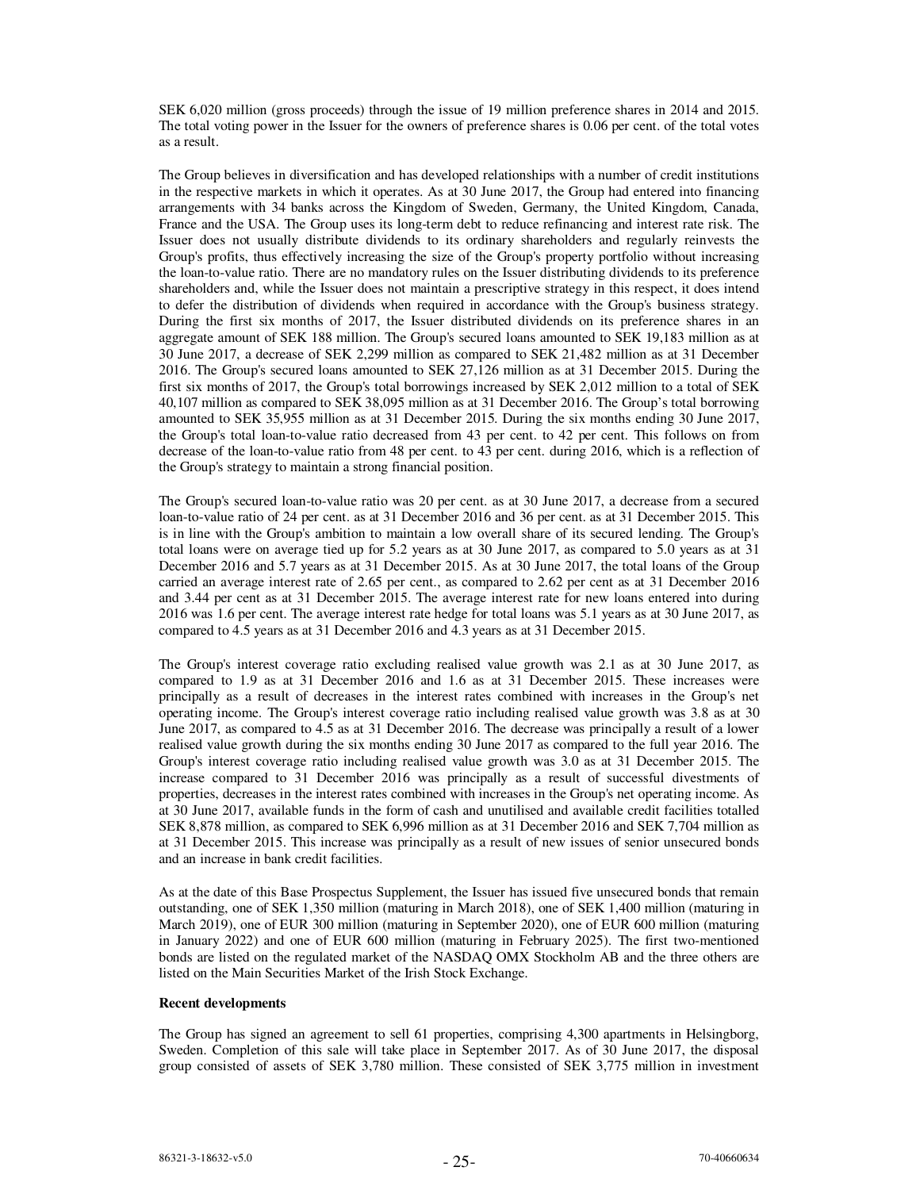SEK 6,020 million (gross proceeds) through the issue of 19 million preference shares in 2014 and 2015. The total voting power in the Issuer for the owners of preference shares is 0.06 per cent. of the total votes as a result.

The Group believes in diversification and has developed relationships with a number of credit institutions in the respective markets in which it operates. As at 30 June 2017, the Group had entered into financing arrangements with 34 banks across the Kingdom of Sweden, Germany, the United Kingdom, Canada, France and the USA. The Group uses its long-term debt to reduce refinancing and interest rate risk. The Issuer does not usually distribute dividends to its ordinary shareholders and regularly reinvests the Group's profits, thus effectively increasing the size of the Group's property portfolio without increasing the loan-to-value ratio. There are no mandatory rules on the Issuer distributing dividends to its preference shareholders and, while the Issuer does not maintain a prescriptive strategy in this respect, it does intend to defer the distribution of dividends when required in accordance with the Group's business strategy. During the first six months of 2017, the Issuer distributed dividends on its preference shares in an aggregate amount of SEK 188 million. The Group's secured loans amounted to SEK 19,183 million as at 30 June 2017, a decrease of SEK 2,299 million as compared to SEK 21,482 million as at 31 December 2016. The Group's secured loans amounted to SEK 27,126 million as at 31 December 2015. During the first six months of 2017, the Group's total borrowings increased by SEK 2,012 million to a total of SEK 40,107 million as compared to SEK 38,095 million as at 31 December 2016. The Group's total borrowing amounted to SEK 35,955 million as at 31 December 2015. During the six months ending 30 June 2017, the Group's total loan-to-value ratio decreased from 43 per cent. to 42 per cent. This follows on from decrease of the loan-to-value ratio from 48 per cent. to 43 per cent. during 2016, which is a reflection of the Group's strategy to maintain a strong financial position.

The Group's secured loan-to-value ratio was 20 per cent. as at 30 June 2017, a decrease from a secured loan-to-value ratio of 24 per cent. as at 31 December 2016 and 36 per cent. as at 31 December 2015. This is in line with the Group's ambition to maintain a low overall share of its secured lending. The Group's total loans were on average tied up for 5.2 years as at 30 June 2017, as compared to 5.0 years as at 31 December 2016 and 5.7 years as at 31 December 2015. As at 30 June 2017, the total loans of the Group carried an average interest rate of 2.65 per cent., as compared to 2.62 per cent as at 31 December 2016 and 3.44 per cent as at 31 December 2015. The average interest rate for new loans entered into during 2016 was 1.6 per cent. The average interest rate hedge for total loans was 5.1 years as at 30 June 2017, as compared to 4.5 years as at 31 December 2016 and 4.3 years as at 31 December 2015.

The Group's interest coverage ratio excluding realised value growth was 2.1 as at 30 June 2017, as compared to 1.9 as at 31 December 2016 and 1.6 as at 31 December 2015. These increases were principally as a result of decreases in the interest rates combined with increases in the Group's net operating income. The Group's interest coverage ratio including realised value growth was 3.8 as at 30 June 2017, as compared to 4.5 as at 31 December 2016. The decrease was principally a result of a lower realised value growth during the six months ending 30 June 2017 as compared to the full year 2016. The Group's interest coverage ratio including realised value growth was 3.0 as at 31 December 2015. The increase compared to 31 December 2016 was principally as a result of successful divestments of properties, decreases in the interest rates combined with increases in the Group's net operating income. As at 30 June 2017, available funds in the form of cash and unutilised and available credit facilities totalled SEK 8,878 million, as compared to SEK 6,996 million as at 31 December 2016 and SEK 7,704 million as at 31 December 2015. This increase was principally as a result of new issues of senior unsecured bonds and an increase in bank credit facilities.

As at the date of this Base Prospectus Supplement, the Issuer has issued five unsecured bonds that remain outstanding, one of SEK 1,350 million (maturing in March 2018), one of SEK 1,400 million (maturing in March 2019), one of EUR 300 million (maturing in September 2020), one of EUR 600 million (maturing in January 2022) and one of EUR 600 million (maturing in February 2025). The first two-mentioned bonds are listed on the regulated market of the NASDAQ OMX Stockholm AB and the three others are listed on the Main Securities Market of the Irish Stock Exchange.

**Recent developments**

The Group has signed an agreement to sell 61 properties, comprising 4,300 apartments in Helsingborg, Sweden. Completion of this sale will take place in September 2017. As of 30 June 2017, the disposal group consisted of assets of SEK 3,780 million. These consisted of SEK 3,775 million in investment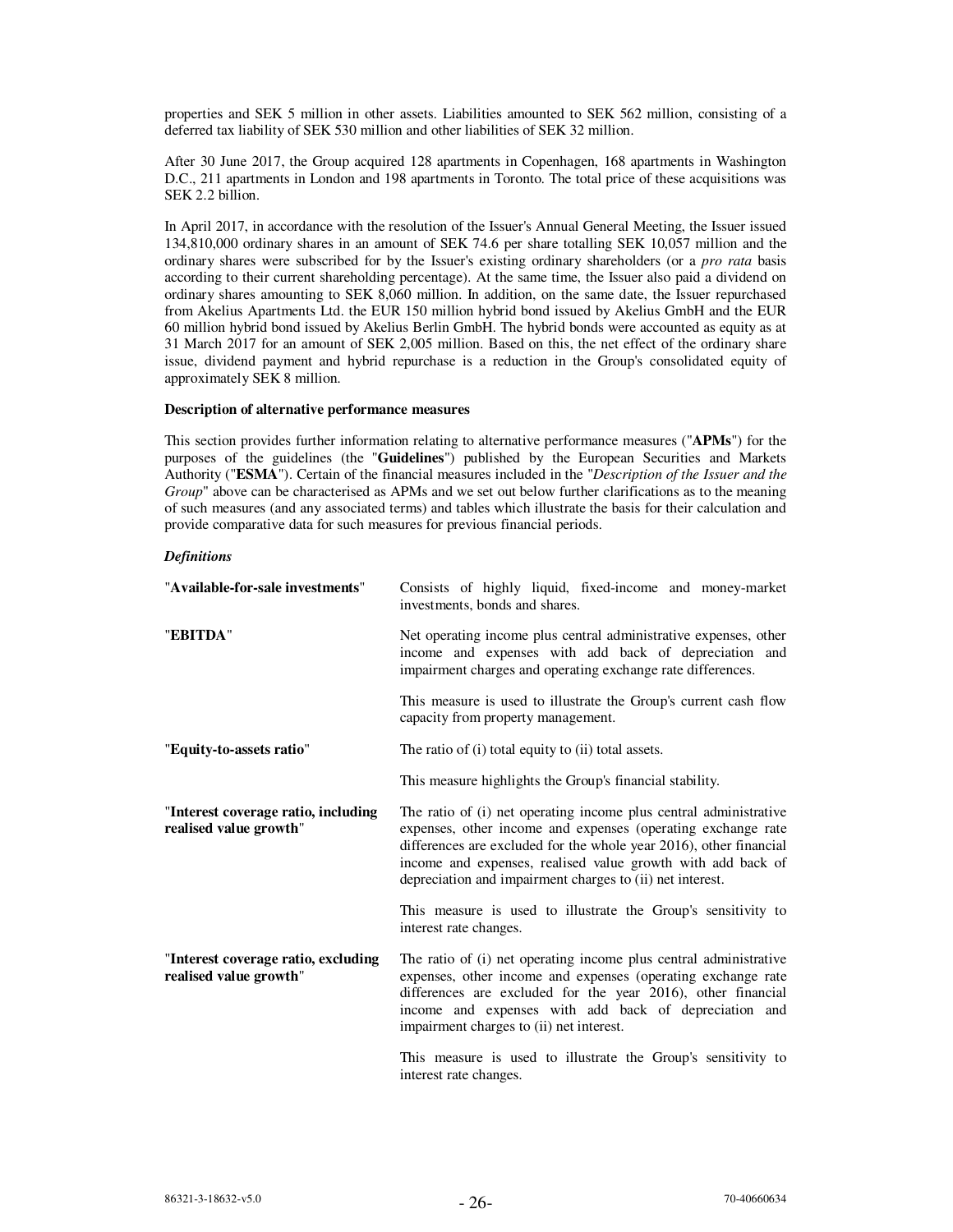properties and SEK 5 million in other assets. Liabilities amounted to SEK 562 million, consisting of a deferred tax liability of SEK 530 million and other liabilities of SEK 32 million.

After 30 June 2017, the Group acquired 128 apartments in Copenhagen, 168 apartments in Washington D.C., 211 apartments in London and 198 apartments in Toronto. The total price of these acquisitions was SEK 2.2 billion.

In April 2017, in accordance with the resolution of the Issuer's Annual General Meeting, the Issuer issued 134,810,000 ordinary shares in an amount of SEK 74.6 per share totalling SEK 10,057 million and the ordinary shares were subscribed for by the Issuer's existing ordinary shareholders (or a *pro rata* basis according to their current shareholding percentage). At the same time, the Issuer also paid a dividend on ordinary shares amounting to SEK 8,060 million. In addition, on the same date, the Issuer repurchased from Akelius Apartments Ltd. the EUR 150 million hybrid bond issued by Akelius GmbH and the EUR 60 million hybrid bond issued by Akelius Berlin GmbH. The hybrid bonds were accounted as equity as at 31 March 2017 for an amount of SEK 2,005 million. Based on this, the net effect of the ordinary share issue, dividend payment and hybrid repurchase is a reduction in the Group's consolidated equity of approximately SEK 8 million.

**Description of alternative performance measures**

This section provides further information relating to alternative performance measures ("**APMs**") for the purposes of the guidelines (the "**Guidelines**") published by the European Securities and Markets Authority ("**ESMA**"). Certain of the financial measures included in the "*Description of the Issuer and the Group*" above can be characterised as APMs and we set out below further clarifications as to the meaning of such measures (and any associated terms) and tables which illustrate the basis for their calculation and provide comparative data for such measures for previous financial periods.

***Definitions***

"**Available-for-sale investments**" Consists of highly liquid, fixed-income and money-market investments, bonds and shares.

"**EBITDA**" Net operating income plus central administrative expenses, other income and expenses with add back of depreciation and impairment charges and operating exchange rate differences.

This measure is used to illustrate the Group's current cash flow capacity from property management.

"**Equity-to-assets ratio**" The ratio of (i) total equity to (ii) total assets.

This measure highlights the Group's financial stability.

"**Interest coverage ratio, including realised value growth**" The ratio of (i) net operating income plus central administrative expenses, other income and expenses (operating exchange rate differences are excluded for the whole year 2016), other financial income and expenses, realised value growth with add back of depreciation and impairment charges to (ii) net interest.

This measure is used to illustrate the Group's sensitivity to interest rate changes.

"**Interest coverage ratio, excluding realised value growth**" The ratio of (i) net operating income plus central administrative expenses, other income and expenses (operating exchange rate differences are excluded for the year 2016), other financial income and expenses with add back of depreciation and impairment charges to (ii) net interest.

This measure is used to illustrate the Group's sensitivity to interest rate changes.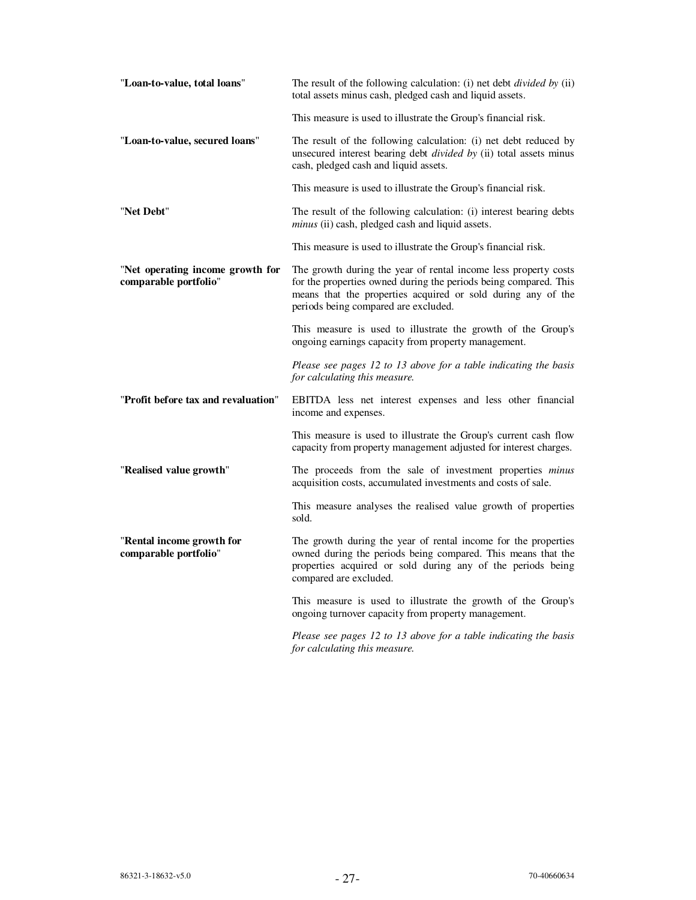| | |
|---|---|
| "**Loan-to-value, total loans**" | The result of the following calculation: (i) net debt *divided by* (ii) total assets minus cash, pledged cash and liquid assets.<br><br>This measure is used to illustrate the Group's financial risk. |
| "**Loan-to-value, secured loans**" | The result of the following calculation: (i) net debt reduced by unsecured interest bearing debt *divided by* (ii) total assets minus cash, pledged cash and liquid assets.<br><br>This measure is used to illustrate the Group's financial risk. |
| "**Net Debt**" | The result of the following calculation: (i) interest bearing debts *minus* (ii) cash, pledged cash and liquid assets.<br><br>This measure is used to illustrate the Group's financial risk. |
| "**Net operating income growth for comparable portfolio**" | The growth during the year of rental income less property costs for the properties owned during the periods being compared. This means that the properties acquired or sold during any of the periods being compared are excluded.<br><br>This measure is used to illustrate the growth of the Group's ongoing earnings capacity from property management.<br><br>*Please see pages 12 to 13 above for a table indicating the basis for calculating this measure.* |
| "**Profit before tax and revaluation**" | EBITDA less net interest expenses and less other financial income and expenses.<br><br>This measure is used to illustrate the Group's current cash flow capacity from property management adjusted for interest charges. |
| "**Realised value growth**" | The proceeds from the sale of investment properties *minus* acquisition costs, accumulated investments and costs of sale.<br><br>This measure analyses the realised value growth of properties sold. |
| "**Rental income growth for comparable portfolio**" | The growth during the year of rental income for the properties owned during the periods being compared. This means that the properties acquired or sold during any of the periods being compared are excluded.<br><br>This measure is used to illustrate the growth of the Group's ongoing turnover capacity from property management.<br><br>*Please see pages 12 to 13 above for a table indicating the basis for calculating this measure.* |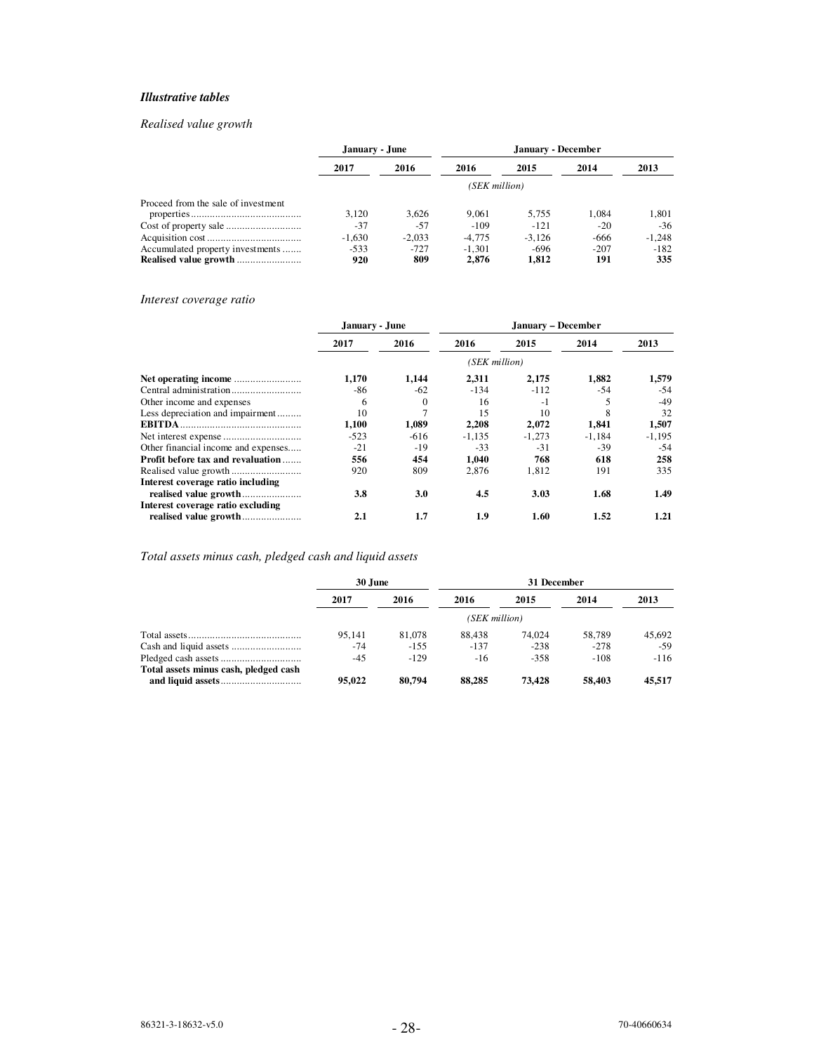### *Illustrative tables*

*Realised value growth*

| | January - June | | January - December | | | |
|---|---|---|---|---|---|---|
| | 2017 | 2016 | 2016 | 2015 | 2014 | 2013 |
| | (SEK million) | | | | | |
| Proceed from the sale of investment properties | 3,120 | 3,626 | 9,061 | 5,755 | 1,084 | 1,801 |
| Cost of property sale | -37 | -57 | -109 | -121 | -20 | -36 |
| Acquisition cost | -1,630 | -2,033 | -4,775 | -3,126 | -666 | -1,248 |
| Accumulated property investments | -533 | -727 | -1,301 | -696 | -207 | -182 |
| **Realised value growth** | **920** | **809** | **2,876** | **1,812** | **191** | **335** |

*Interest coverage ratio*

| | January - June | | January – December | | | |
|---|---|---|---|---|---|---|
| | 2017 | 2016 | 2016 | 2015 | 2014 | 2013 |
| | (SEK million) | | | | | |
| **Net operating income** | **1,170** | **1,144** | **2,311** | **2,175** | **1,882** | **1,579** |
| Central administration | -86 | -62 | -134 | -112 | -54 | -54 |
| Other income and expenses | 6 | 0 | 16 | -1 | 5 | -49 |
| Less depreciation and impairment | 10 | 7 | 15 | 10 | 8 | 32 |
| **EBITDA** | **1,100** | **1,089** | **2,208** | **2,072** | **1,841** | **1,507** |
| Net interest expense | -523 | -616 | -1,135 | -1,273 | -1,184 | -1,195 |
| Other financial income and expenses | -21 | -19 | -33 | -31 | -39 | -54 |
| **Profit before tax and revaluation** | **556** | **454** | **1,040** | **768** | **618** | **258** |
| Realised value growth | 920 | 809 | 2,876 | 1,812 | 191 | 335 |
| **Interest coverage ratio including realised value growth** | **3.8** | **3.0** | **4.5** | **3.03** | **1.68** | **1.49** |
| **Interest coverage ratio excluding realised value growth** | **2.1** | **1.7** | **1.9** | **1.60** | **1.52** | **1.21** |

*Total assets minus cash, pledged cash and liquid assets*

| | 30 June | | 31 December | | | |
|---|---|---|---|---|---|---|
| | 2017 | 2016 | 2016 | 2015 | 2014 | 2013 |
| | (SEK million) | | | | | |
| Total assets | 95,141 | 81,078 | 88,438 | 74,024 | 58,789 | 45,692 |
| Cash and liquid assets | -74 | -155 | -137 | -238 | -278 | -59 |
| Pledged cash assets | -45 | -129 | -16 | -358 | -108 | -116 |
| **Total assets minus cash, pledged cash and liquid assets** | **95,022** | **80,794** | **88,285** | **73,428** | **58,403** | **45,517** |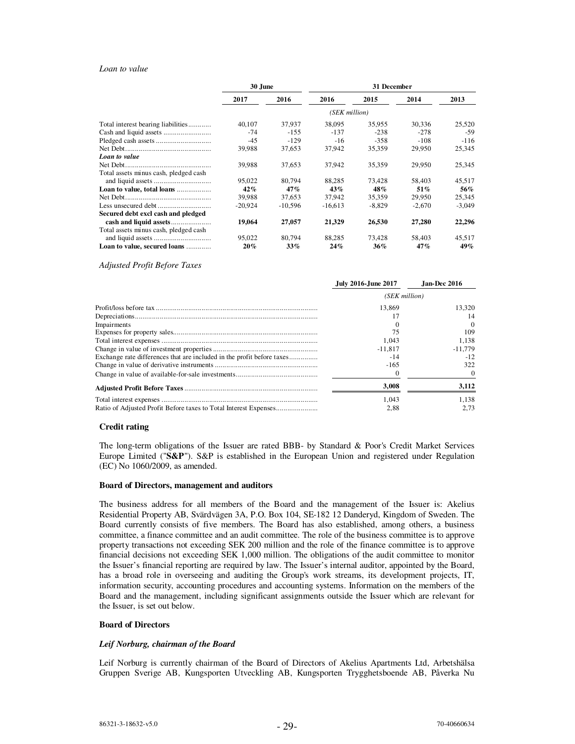*Loan to value*

| | 30 June | | 31 December | | | |
|---|---|---|---|---|---|---|
| | 2017 | 2016 | 2016 | 2015 | 2014 | 2013 |
| | | | *(SEK million)* | | | |
| Total interest bearing liabilities | 40,107 | 37,937 | 38,095 | 35,955 | 30,336 | 25,520 |
| Cash and liquid assets | -74 | -155 | -137 | -238 | -278 | -59 |
| Pledged cash assets | -45 | -129 | -16 | -358 | -108 | -116 |
| Net Debt | 39,988 | 37,653 | 37,942 | 35,359 | 29,950 | 25,345 |
| ***Loan to value*** | | | | | | |
| Net Debt | 39,988 | 37,653 | 37,942 | 35,359 | 29,950 | 25,345 |
| Total assets minus cash, pledged cash and liquid assets | 95,022 | 80,794 | 88,285 | 73,428 | 58,403 | 45,517 |
| **Loan to value, total loans** | ***42%*** | ***47%*** | ***43%*** | ***48%*** | ***51%*** | ***56%*** |
| Net Debt | 39,988 | 37,653 | 37,942 | 35,359 | 29,950 | 25,345 |
| Less unsecured debt | -20,924 | -10,596 | -16,613 | -8,829 | -2,670 | -3,049 |
| **Secured debt excl cash and pledged cash and liquid assets** | **19,064** | **27,057** | **21,329** | **26,530** | **27,280** | **22,296** |
| Total assets minus cash, pledged cash and liquid assets | 95,022 | 80,794 | 88,285 | 73,428 | 58,403 | 45,517 |
| **Loan to value, secured loans** | ***20%*** | ***33%*** | ***24%*** | ***36%*** | ***47%*** | ***49%*** |

*Adjusted Profit Before Taxes*

| | July 2016-June 2017 | Jan-Dec 2016 |
|---|---|---|
| | *(SEK million)* | |
| Profit/loss before tax | 13,869 | 13,320 |
| Depreciations | 17 | 14 |
| Impairments | 0 | 0 |
| Expenses for property sales | 75 | 109 |
| Total interest expenses | 1,043 | 1,138 |
| Change in value of investment properties | -11,817 | -11,779 |
| Exchange rate differences that are included in the profit before taxes | -14 | -12 |
| Change in value of derivative instruments | -165 | 322 |
| Change in value of available-for-sale investments | 0 | 0 |
| **Adjusted Profit Before Taxes** | **3,008** | **3,112** |
| Total interest expenses | 1,043 | 1,138 |
| Ratio of Adjusted Profit Before taxes to Total Interest Expenses | 2,88 | 2,73 |

**Credit rating**

The long-term obligations of the Issuer are rated BBB- by Standard & Poor's Credit Market Services Europe Limited ("**S&P**"). S&P is established in the European Union and registered under Regulation (EC) No 1060/2009, as amended.

**Board of Directors, management and auditors**

The business address for all members of the Board and the management of the Issuer is: Akelius Residential Property AB, Svärdvägen 3A, P.O. Box 104, SE-182 12 Danderyd, Kingdom of Sweden. The Board currently consists of five members. The Board has also established, among others, a business committee, a finance committee and an audit committee. The role of the business committee is to approve property transactions not exceeding SEK 200 million and the role of the finance committee is to approve financial decisions not exceeding SEK 1,000 million. The obligations of the audit committee to monitor the Issuer's financial reporting are required by law. The Issuer's internal auditor, appointed by the Board, has a broad role in overseeing and auditing the Group's work streams, its development projects, IT, information security, accounting procedures and accounting systems. Information on the members of the Board and the management, including significant assignments outside the Issuer which are relevant for the Issuer, is set out below.

**Board of Directors**

***Leif Norburg, chairman of the Board***

Leif Norburg is currently chairman of the Board of Directors of Akelius Apartments Ltd, Arbetshälsa Gruppen Sverige AB, Kungsporten Utveckling AB, Kungsporten Trygghetsboende AB, Påverka Nu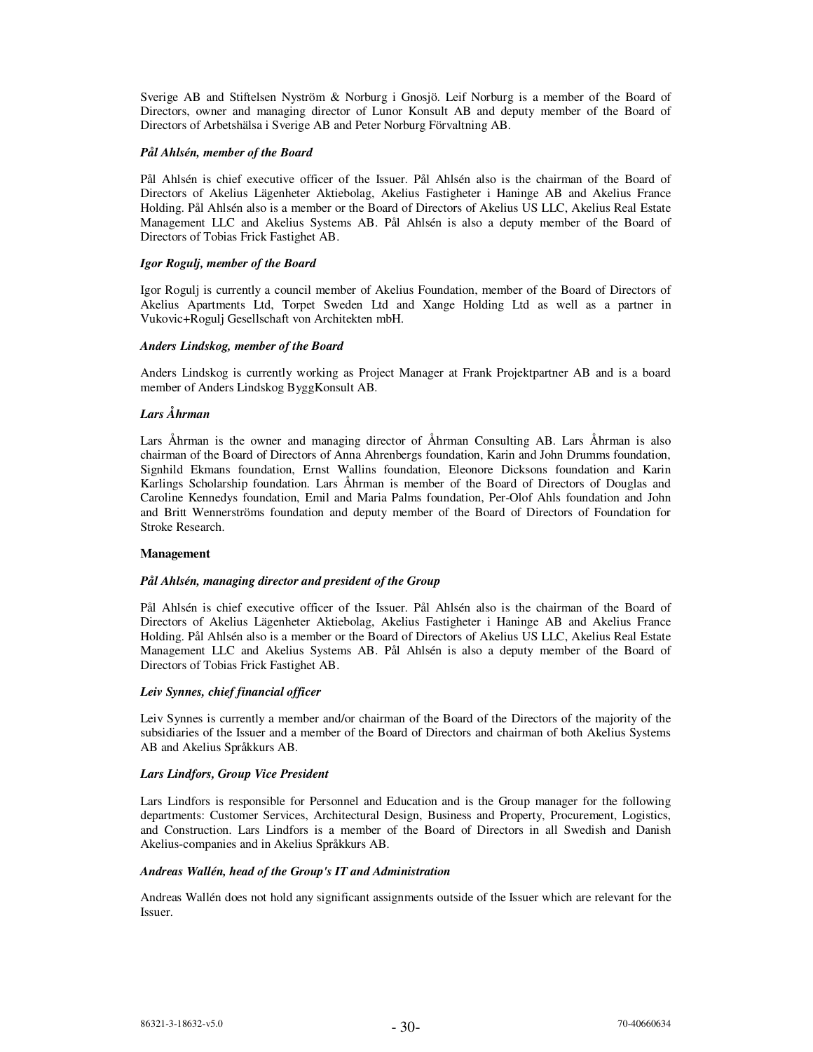Sverige AB and Stiftelsen Nyström & Norburg i Gnosjö. Leif Norburg is a member of the Board of Directors, owner and managing director of Lunor Konsult AB and deputy member of the Board of Directors of Arbetshälsa i Sverige AB and Peter Norburg Förvaltning AB.

***Pål Ahlsén, member of the Board***

Pål Ahlsén is chief executive officer of the Issuer. Pål Ahlsén also is the chairman of the Board of Directors of Akelius Lägenheter Aktiebolag, Akelius Fastigheter i Haninge AB and Akelius France Holding. Pål Ahlsén also is a member or the Board of Directors of Akelius US LLC, Akelius Real Estate Management LLC and Akelius Systems AB. Pål Ahlsén is also a deputy member of the Board of Directors of Tobias Frick Fastighet AB.

***Igor Rogulj, member of the Board***

Igor Rogulj is currently a council member of Akelius Foundation, member of the Board of Directors of Akelius Apartments Ltd, Torpet Sweden Ltd and Xange Holding Ltd as well as a partner in Vukovic+Rogulj Gesellschaft von Architekten mbH.

***Anders Lindskog, member of the Board***

Anders Lindskog is currently working as Project Manager at Frank Projektpartner AB and is a board member of Anders Lindskog ByggKonsult AB.

***Lars Åhrman***

Lars Åhrman is the owner and managing director of Åhrman Consulting AB. Lars Åhrman is also chairman of the Board of Directors of Anna Ahrenbergs foundation, Karin and John Drumms foundation, Signhild Ekmans foundation, Ernst Wallins foundation, Eleonore Dicksons foundation and Karin Karlings Scholarship foundation. Lars Åhrman is member of the Board of Directors of Douglas and Caroline Kennedys foundation, Emil and Maria Palms foundation, Per-Olof Ahls foundation and John and Britt Wennerströms foundation and deputy member of the Board of Directors of Foundation for Stroke Research.

**Management**

***Pål Ahlsén, managing director and president of the Group***

Pål Ahlsén is chief executive officer of the Issuer. Pål Ahlsén also is the chairman of the Board of Directors of Akelius Lägenheter Aktiebolag, Akelius Fastigheter i Haninge AB and Akelius France Holding. Pål Ahlsén also is a member or the Board of Directors of Akelius US LLC, Akelius Real Estate Management LLC and Akelius Systems AB. Pål Ahlsén is also a deputy member of the Board of Directors of Tobias Frick Fastighet AB.

***Leiv Synnes, chief financial officer***

Leiv Synnes is currently a member and/or chairman of the Board of the Directors of the majority of the subsidiaries of the Issuer and a member of the Board of Directors and chairman of both Akelius Systems AB and Akelius Språkkurs AB.

***Lars Lindfors, Group Vice President***

Lars Lindfors is responsible for Personnel and Education and is the Group manager for the following departments: Customer Services, Architectural Design, Business and Property, Procurement, Logistics, and Construction. Lars Lindfors is a member of the Board of Directors in all Swedish and Danish Akelius-companies and in Akelius Språkkurs AB.

***Andreas Wallén, head of the Group's IT and Administration***

Andreas Wallén does not hold any significant assignments outside of the Issuer which are relevant for the Issuer.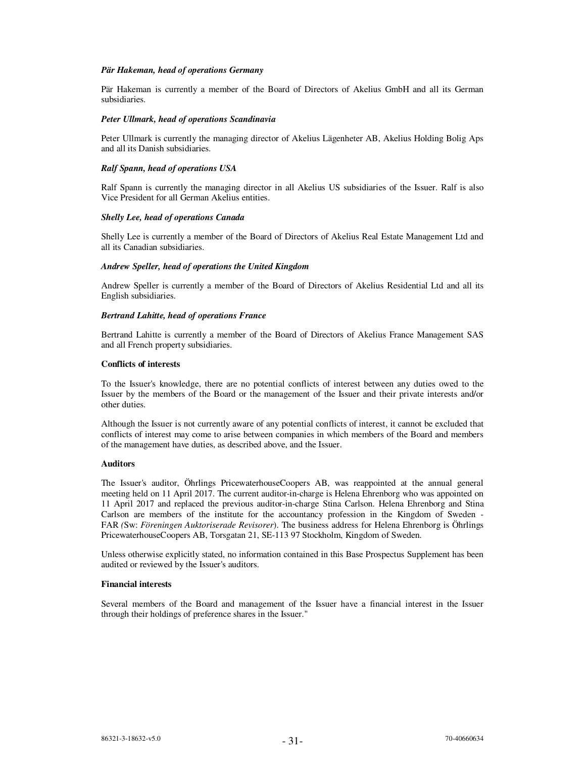***Pär Hakeman, head of operations Germany***

Pär Hakeman is currently a member of the Board of Directors of Akelius GmbH and all its German subsidiaries.

***Peter Ullmark, head of operations Scandinavia***

Peter Ullmark is currently the managing director of Akelius Lägenheter AB, Akelius Holding Bolig Aps and all its Danish subsidiaries.

***Ralf Spann, head of operations USA***

Ralf Spann is currently the managing director in all Akelius US subsidiaries of the Issuer. Ralf is also Vice President for all German Akelius entities.

***Shelly Lee, head of operations Canada***

Shelly Lee is currently a member of the Board of Directors of Akelius Real Estate Management Ltd and all its Canadian subsidiaries.

***Andrew Speller, head of operations the United Kingdom***

Andrew Speller is currently a member of the Board of Directors of Akelius Residential Ltd and all its English subsidiaries.

***Bertrand Lahitte, head of operations France***

Bertrand Lahitte is currently a member of the Board of Directors of Akelius France Management SAS and all French property subsidiaries.

**Conflicts of interests**

To the Issuer's knowledge, there are no potential conflicts of interest between any duties owed to the Issuer by the members of the Board or the management of the Issuer and their private interests and/or other duties.

Although the Issuer is not currently aware of any potential conflicts of interest, it cannot be excluded that conflicts of interest may come to arise between companies in which members of the Board and members of the management have duties, as described above, and the Issuer.

**Auditors**

The Issuer's auditor, Öhrlings PricewaterhouseCoopers AB, was reappointed at the annual general meeting held on 11 April 2017. The current auditor-in-charge is Helena Ehrenborg who was appointed on 11 April 2017 and replaced the previous auditor-in-charge Stina Carlson. Helena Ehrenborg and Stina Carlson are members of the institute for the accountancy profession in the Kingdom of Sweden - FAR *(*Sw: *Föreningen Auktoriserade Revisorer*). The business address for Helena Ehrenborg is Öhrlings PricewaterhouseCoopers AB, Torsgatan 21, SE-113 97 Stockholm, Kingdom of Sweden.

Unless otherwise explicitly stated, no information contained in this Base Prospectus Supplement has been audited or reviewed by the Issuer's auditors.

**Financial interests**

Several members of the Board and management of the Issuer have a financial interest in the Issuer through their holdings of preference shares in the Issuer."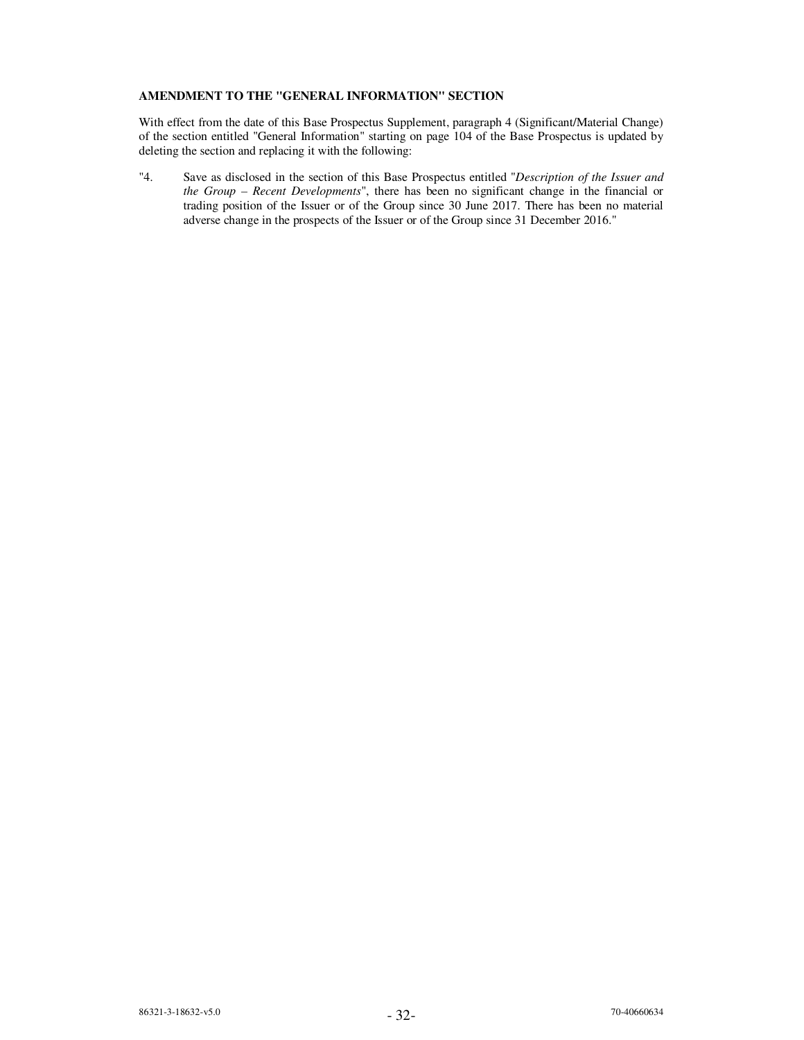**AMENDMENT TO THE "GENERAL INFORMATION" SECTION**

With effect from the date of this Base Prospectus Supplement, paragraph 4 (Significant/Material Change) of the section entitled "General Information" starting on page 104 of the Base Prospectus is updated by deleting the section and replacing it with the following:

"4. Save as disclosed in the section of this Base Prospectus entitled "*Description of the Issuer and the Group – Recent Developments*", there has been no significant change in the financial or trading position of the Issuer or of the Group since 30 June 2017. There has been no material adverse change in the prospects of the Issuer or of the Group since 31 December 2016."